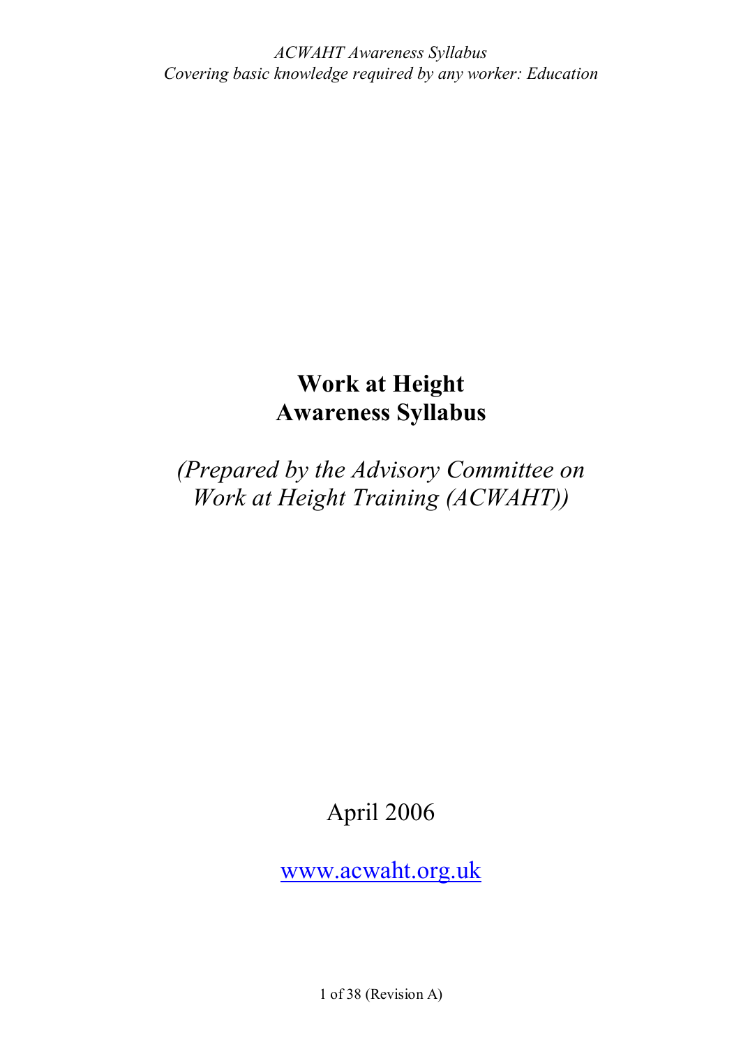# Work at Height Awareness Syllabus

*(Prepared by the Advisory Committee on Work at Height Training (ACWAHT))*

April 2006

[www.acwaht.org.uk](http://www.acwaht.org.uk)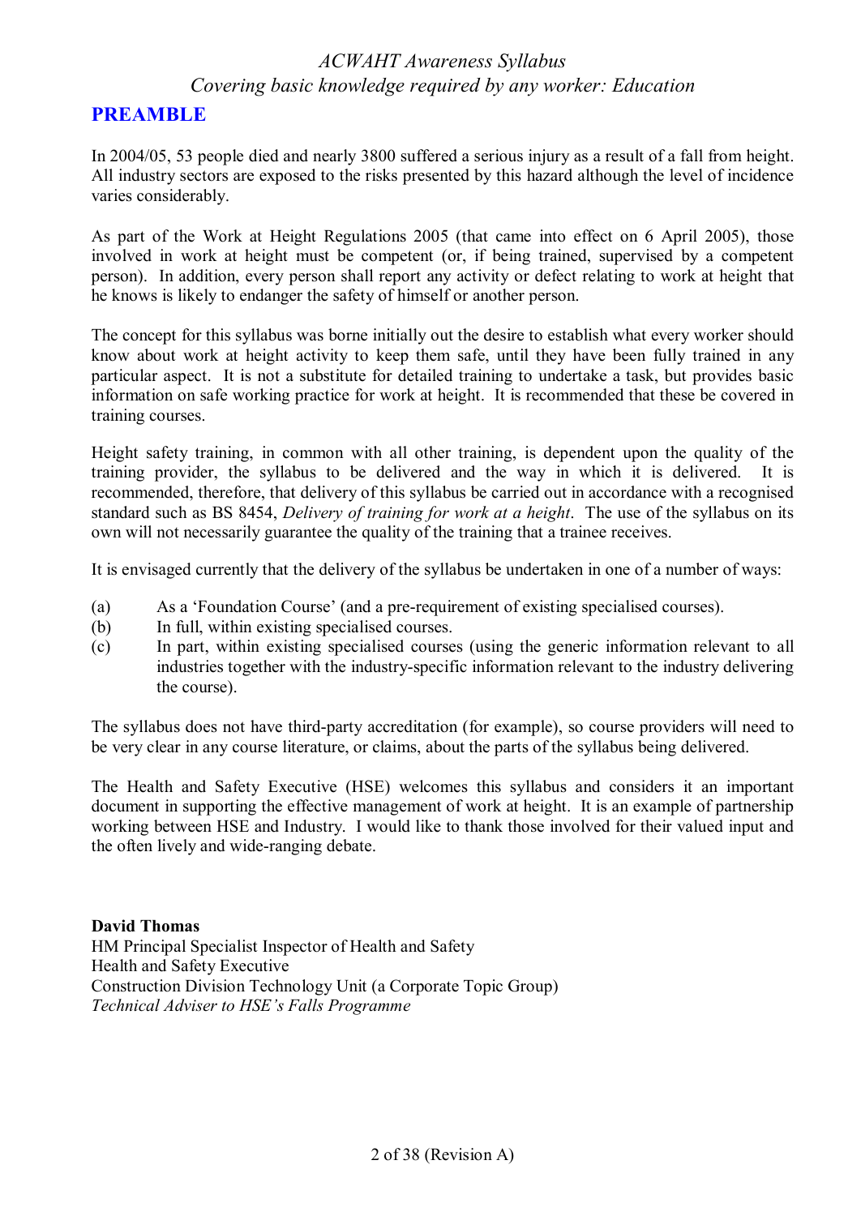# PREAMBLE

In 2004/05, 53 people died and nearly 3800 suffered a serious injury as a result of a fall from height. All industry sectors are exposed to the risks presented by this hazard although the level of incidence varies considerably.

As part of the Work at Height Regulations 2005 (that came into effect on 6 April 2005), those involved in work at height must be competent (or, if being trained, supervised by a competent person). In addition, every person shall report any activity or defect relating to work at height that he knows is likely to endanger the safety of himself or another person.

The concept for this syllabus was borne initially out the desire to establish what every worker should know about work at height activity to keep them safe, until they have been fully trained in any particular aspect. It is not a substitute for detailed training to undertake a task, but provides basic information on safe working practice for work at height. It is recommended that these be covered in training courses.

Height safety training, in common with all other training, is dependent upon the quality of the training provider, the syllabus to be delivered and the way in which it is delivered. It is recommended, therefore, that delivery of this syllabus be carried out in accordance with a recognised standard such as BS 8454, *Delivery of training for work at a height*. The use of the syllabus on its own will not necessarily guarantee the quality of the training that a trainee receives.

It is envisaged currently that the delivery of the syllabus be undertaken in one of a number of ways:

(a) As a 'Foundation Course' (and a pre-requirement of existing specialised courses).
(b) In full, within existing specialised courses.
(c) In part, within existing specialised courses (using the generic information relevant to all industries together with the industry-specific information relevant to the industry delivering the course).

The syllabus does not have third-party accreditation (for example), so course providers will need to be very clear in any course literature, or claims, about the parts of the syllabus being delivered.

The Health and Safety Executive (HSE) welcomes this syllabus and considers it an important document in supporting the effective management of work at height. It is an example of partnership working between HSE and Industry. I would like to thank those involved for their valued input and the often lively and wide-ranging debate.

**David Thomas**
HM Principal Specialist Inspector of Health and Safety
Health and Safety Executive
Construction Division Technology Unit (a Corporate Topic Group)
*Technical Adviser to HSE's Falls Programme*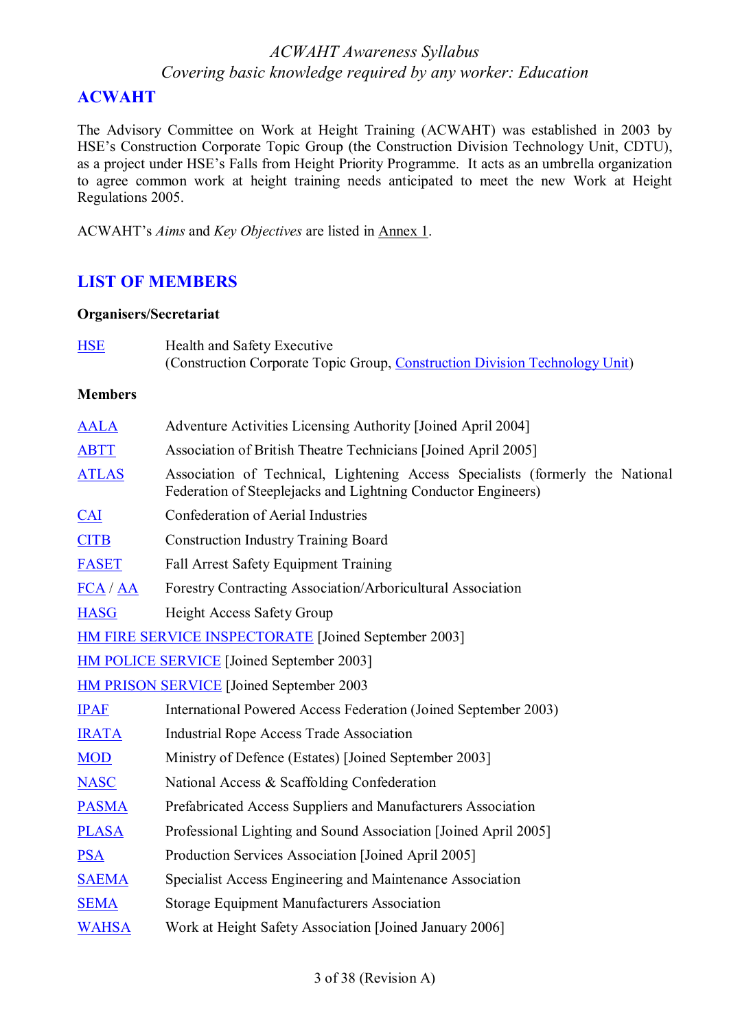# ACWAHT

The Advisory Committee on Work at Height Training (ACWAHT) was established in 2003 by HSE's Construction Corporate Topic Group (the Construction Division Technology Unit, CDTU), as a project under HSE's Falls from Height Priority Programme. It acts as an umbrella organization to agree common work at height training needs anticipated to meet the new Work at Height Regulations 2005.

ACWAHT's *Aims* and *Key Objectives* are listed in Annex 1.

# LIST OF MEMBERS

**Organisers/Secretariat**

| | |
|---|---|
| HSE | Health and Safety Executive (Construction Corporate Topic Group, Construction Division Technology Unit) |

**Members**

| | |
|---|---|
| AALA | Adventure Activities Licensing Authority [Joined April 2004] |
| ABTT | Association of British Theatre Technicians [Joined April 2005] |
| ATLAS | Association of Technical, Lightening Access Specialists (formerly the National Federation of Steeplejacks and Lightning Conductor Engineers) |
| CAI | Confederation of Aerial Industries |
| CITB | Construction Industry Training Board |
| FASET | Fall Arrest Safety Equipment Training |
| FCA / AA | Forestry Contracting Association/Arboricultural Association |
| HASG | Height Access Safety Group |

HM FIRE SERVICE INSPECTORATE [Joined September 2003]

HM POLICE SERVICE [Joined September 2003]

HM PRISON SERVICE [Joined September 2003

| | |
|---|---|
| IPAF | International Powered Access Federation (Joined September 2003) |
| IRATA | Industrial Rope Access Trade Association |
| MOD | Ministry of Defence (Estates) [Joined September 2003] |
| NASC | National Access & Scaffolding Confederation |
| PASMA | Prefabricated Access Suppliers and Manufacturers Association |
| PLASA | Professional Lighting and Sound Association [Joined April 2005] |
| PSA | Production Services Association [Joined April 2005] |
| SAEMA | Specialist Access Engineering and Maintenance Association |
| SEMA | Storage Equipment Manufacturers Association |
| WAHSA | Work at Height Safety Association [Joined January 2006] |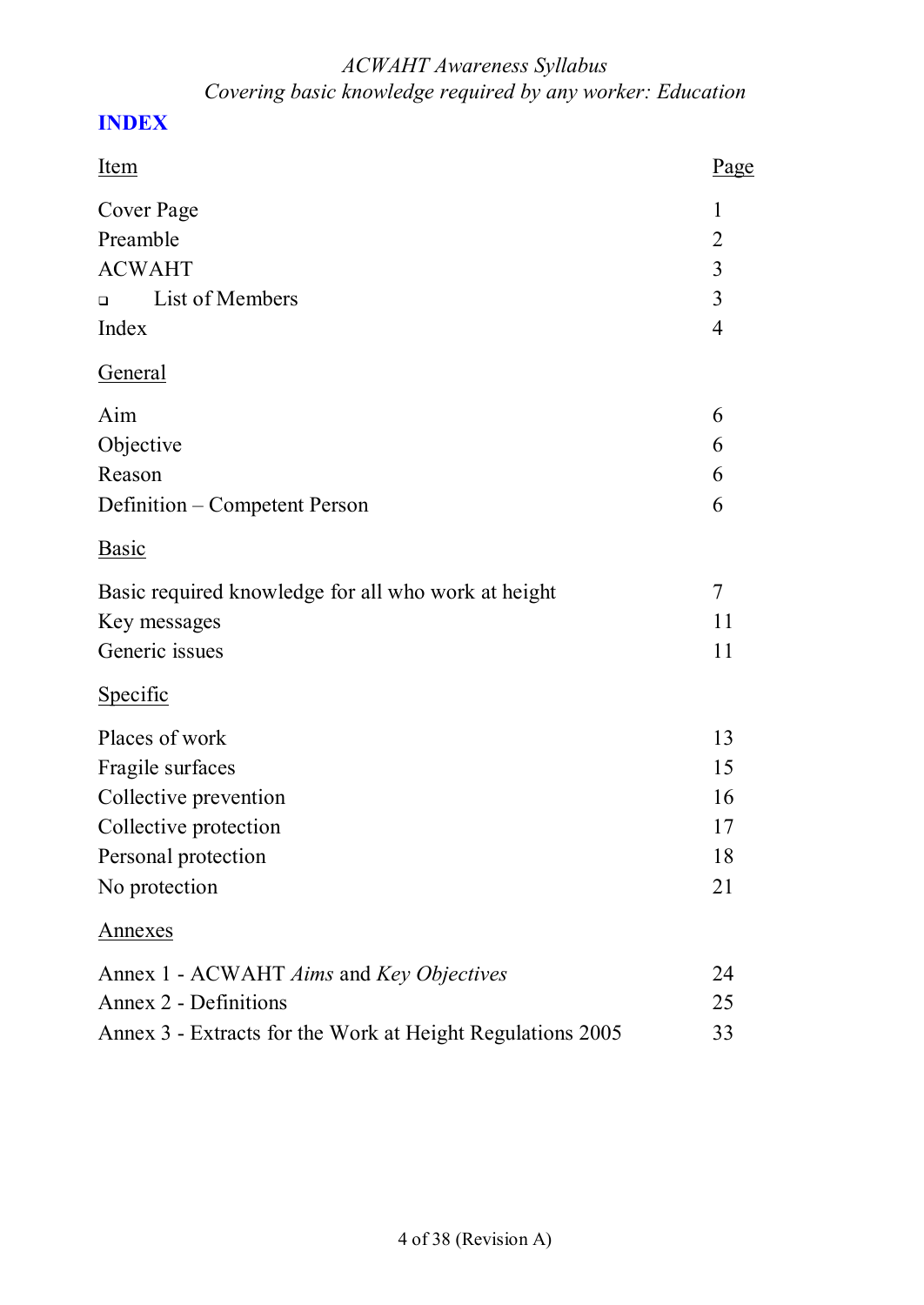# INDEX

| Item | Page |
|---|---|
| Cover Page | 1 |
| Preamble | 2 |
| ACWAHT | 3 |
| ❑ List of Members | 3 |
| Index | 4 |
| **General** | |
| Aim | 6 |
| Objective | 6 |
| Reason | 6 |
| Definition – Competent Person | 6 |
| **Basic** | |
| Basic required knowledge for all who work at height | 7 |
| Key messages | 11 |
| Generic issues | 11 |
| **Specific** | |
| Places of work | 13 |
| Fragile surfaces | 15 |
| Collective prevention | 16 |
| Collective protection | 17 |
| Personal protection | 18 |
| No protection | 21 |
| **Annexes** | |
| Annex 1 - ACWAHT *Aims* and *Key Objectives* | 24 |
| Annex 2 - Definitions | 25 |
| Annex 3 - Extracts for the Work at Height Regulations 2005 | 33 |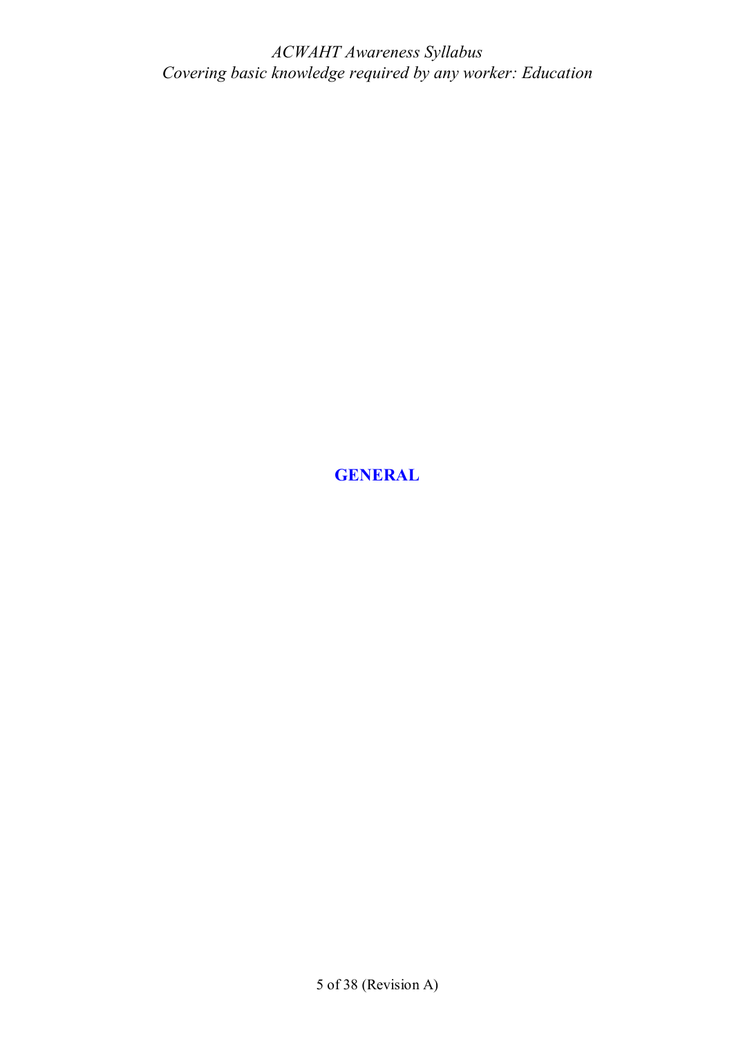# GENERAL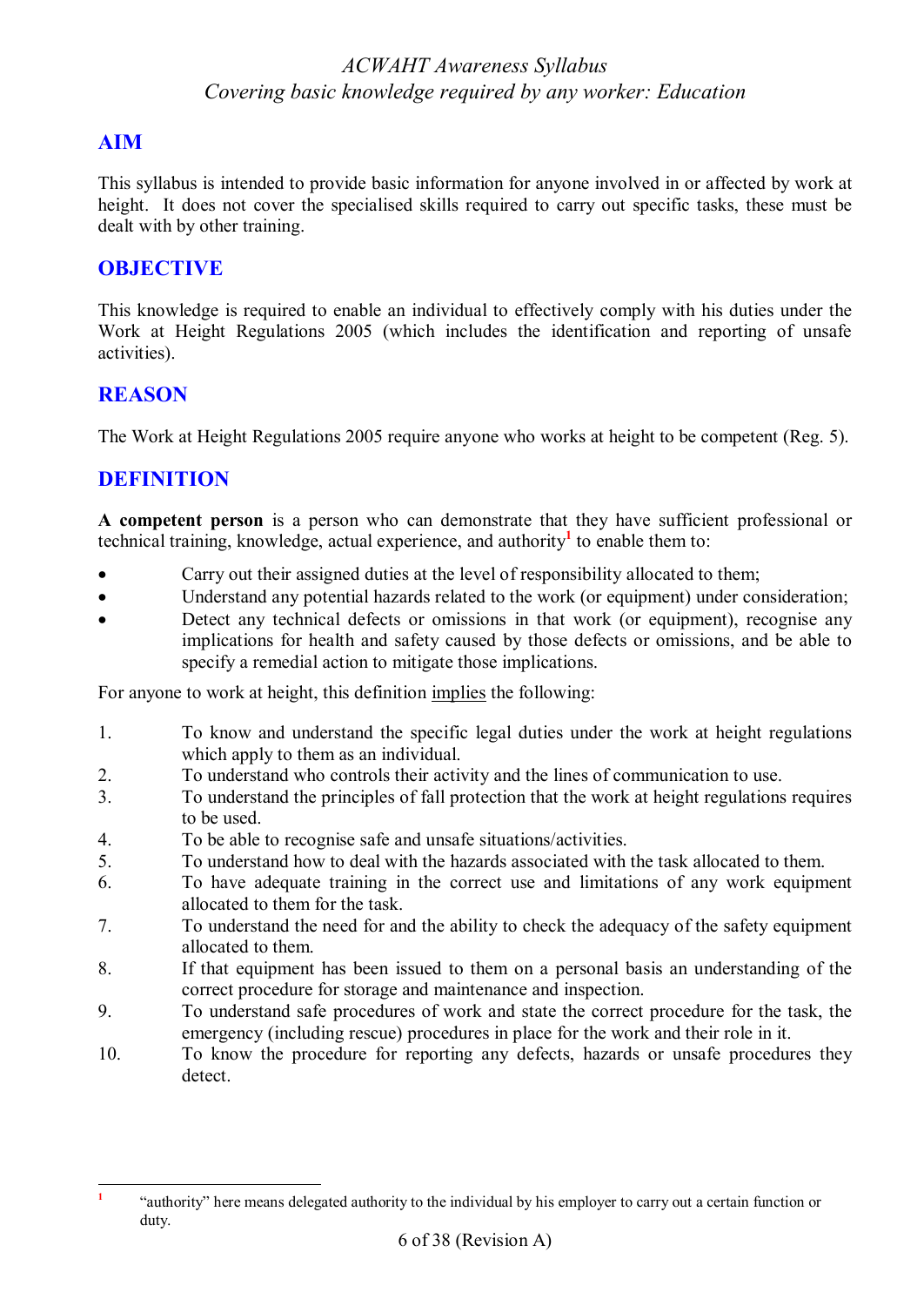*ACWAHT Awareness Syllabus*
*Covering basic knowledge required by any worker: Education*

## AIM

This syllabus is intended to provide basic information for anyone involved in or affected by work at height. It does not cover the specialised skills required to carry out specific tasks, these must be dealt with by other training.

## OBJECTIVE

This knowledge is required to enable an individual to effectively comply with his duties under the Work at Height Regulations 2005 (which includes the identification and reporting of unsafe activities).

## REASON

The Work at Height Regulations 2005 require anyone who works at height to be competent (Reg. 5).

## DEFINITION

**A competent person** is a person who can demonstrate that they have sufficient professional or technical training, knowledge, actual experience, and authority[1] to enable them to:

- Carry out their assigned duties at the level of responsibility allocated to them;
- Understand any potential hazards related to the work (or equipment) under consideration;
- Detect any technical defects or omissions in that work (or equipment), recognise any implications for health and safety caused by those defects or omissions, and be able to specify a remedial action to mitigate those implications.

For anyone to work at height, this definition <u>implies</u> the following:

1. To know and understand the specific legal duties under the work at height regulations which apply to them as an individual.
2. To understand who controls their activity and the lines of communication to use.
3. To understand the principles of fall protection that the work at height regulations requires to be used.
4. To be able to recognise safe and unsafe situations/activities.
5. To understand how to deal with the hazards associated with the task allocated to them.
6. To have adequate training in the correct use and limitations of any work equipment allocated to them for the task.
7. To understand the need for and the ability to check the adequacy of the safety equipment allocated to them.
8. If that equipment has been issued to them on a personal basis an understanding of the correct procedure for storage and maintenance and inspection.
9. To understand safe procedures of work and state the correct procedure for the task, the emergency (including rescue) procedures in place for the work and their role in it.
10. To know the procedure for reporting any defects, hazards or unsafe procedures they detect.

---

[1] "authority" here means delegated authority to the individual by his employer to carry out a certain function or duty.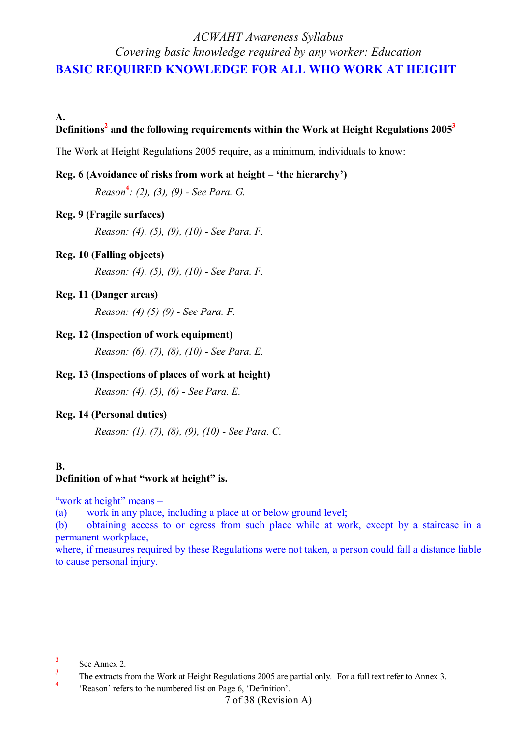*ACWAHT Awareness Syllabus*
*Covering basic knowledge required by any worker: Education*

# BASIC REQUIRED KNOWLEDGE FOR ALL WHO WORK AT HEIGHT

**A.**
**Definitions[2] and the following requirements within the Work at Height Regulations 2005[3]**

The Work at Height Regulations 2005 require, as a minimum, individuals to know:

**Reg. 6 (Avoidance of risks from work at height – 'the hierarchy')**

*Reason[4]: (2), (3), (9) - See Para. G.*

**Reg. 9 (Fragile surfaces)**

*Reason: (4), (5), (9), (10) - See Para. F.*

**Reg. 10 (Falling objects)**

*Reason: (4), (5), (9), (10) - See Para. F.*

**Reg. 11 (Danger areas)**

*Reason: (4) (5) (9) - See Para. F.*

**Reg. 12 (Inspection of work equipment)**

*Reason: (6), (7), (8), (10) - See Para. E.*

**Reg. 13 (Inspections of places of work at height)**

*Reason: (4), (5), (6) - See Para. E.*

**Reg. 14 (Personal duties)**

*Reason: (1), (7), (8), (9), (10) - See Para. C.*

**B.**
**Definition of what "work at height" is.**

"work at height" means –
(a) work in any place, including a place at or below ground level;
(b) obtaining access to or egress from such place while at work, except by a staircase in a permanent workplace,
where, if measures required by these Regulations were not taken, a person could fall a distance liable to cause personal injury.

---

[2] See Annex 2.

[3] The extracts from the Work at Height Regulations 2005 are partial only. For a full text refer to Annex 3.

[4] 'Reason' refers to the numbered list on Page 6, 'Definition'.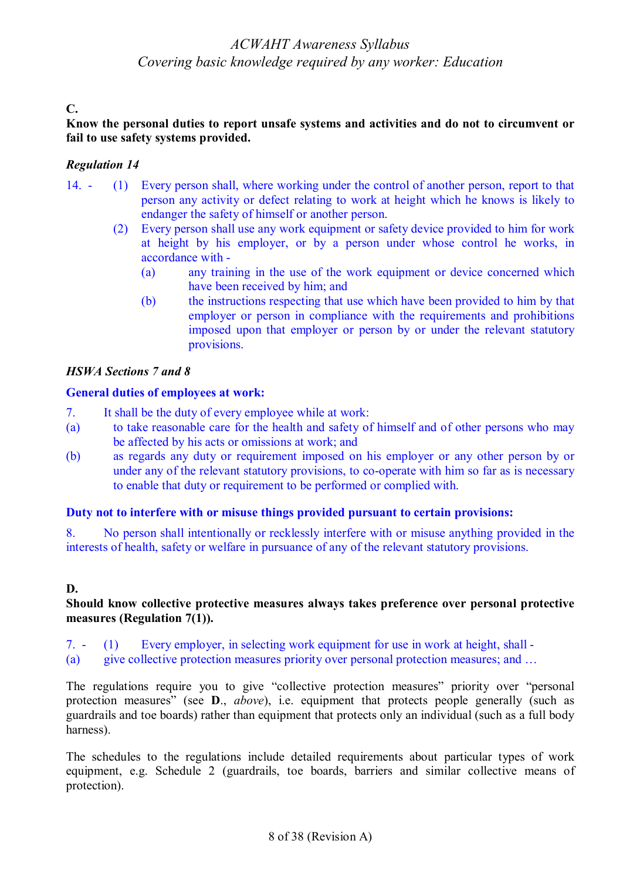**C.**

**Know the personal duties to report unsafe systems and activities and do not to circumvent or fail to use safety systems provided.**

***Regulation 14***

14. - (1) Every person shall, where working under the control of another person, report to that person any activity or defect relating to work at height which he knows is likely to endanger the safety of himself or another person.

(2) Every person shall use any work equipment or safety device provided to him for work at height by his employer, or by a person under whose control he works, in accordance with -

(a) any training in the use of the work equipment or device concerned which have been received by him; and

(b) the instructions respecting that use which have been provided to him by that employer or person in compliance with the requirements and prohibitions imposed upon that employer or person by or under the relevant statutory provisions.

***HSWA Sections 7 and 8***

**General duties of employees at work:**

7. It shall be the duty of every employee while at work:

(a) to take reasonable care for the health and safety of himself and of other persons who may be affected by his acts or omissions at work; and

(b) as regards any duty or requirement imposed on his employer or any other person by or under any of the relevant statutory provisions, to co-operate with him so far as is necessary to enable that duty or requirement to be performed or complied with.

**Duty not to interfere with or misuse things provided pursuant to certain provisions:**

8. No person shall intentionally or recklessly interfere with or misuse anything provided in the interests of health, safety or welfare in pursuance of any of the relevant statutory provisions.

**D.**

**Should know collective protective measures always takes preference over personal protective measures (Regulation 7(1)).**

7. - (1) Every employer, in selecting work equipment for use in work at height, shall -

(a) give collective protection measures priority over personal protection measures; and …

The regulations require you to give "collective protection measures" priority over "personal protection measures" (see **D.**, *above*), i.e. equipment that protects people generally (such as guardrails and toe boards) rather than equipment that protects only an individual (such as a full body harness).

The schedules to the regulations include detailed requirements about particular types of work equipment, e.g. Schedule 2 (guardrails, toe boards, barriers and similar collective means of protection).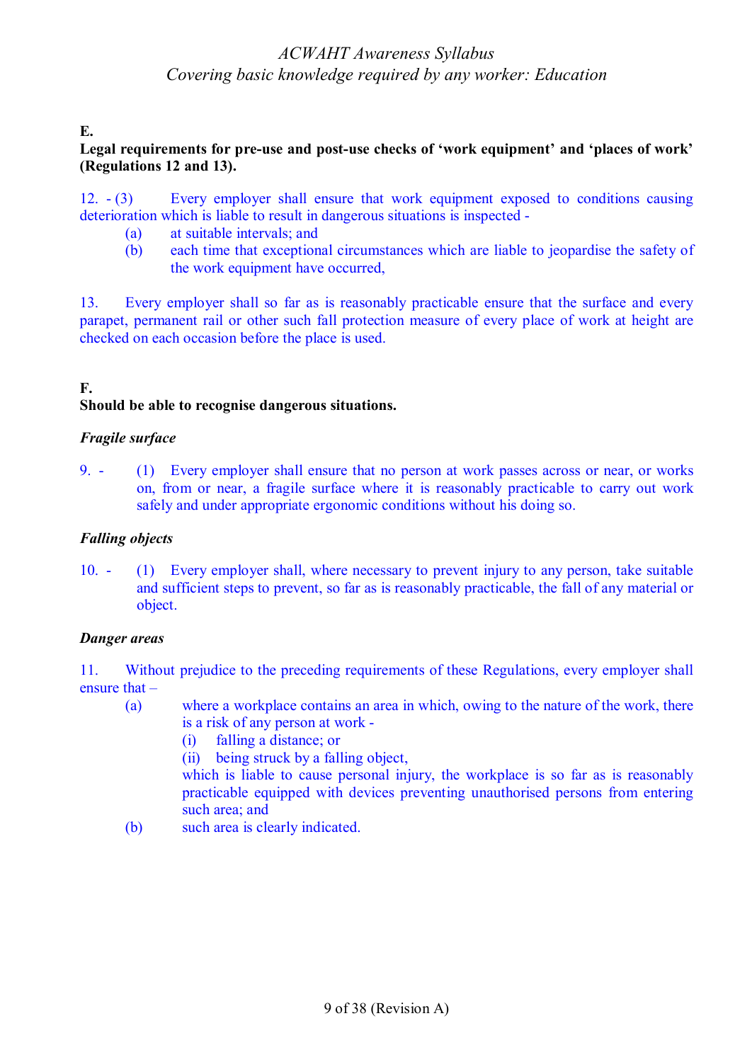**E.**

**Legal requirements for pre-use and post-use checks of 'work equipment' and 'places of work' (Regulations 12 and 13).**

12. - (3) Every employer shall ensure that work equipment exposed to conditions causing deterioration which is liable to result in dangerous situations is inspected -

   (a) at suitable intervals; and

   (b) each time that exceptional circumstances which are liable to jeopardise the safety of the work equipment have occurred,

13. Every employer shall so far as is reasonably practicable ensure that the surface and every parapet, permanent rail or other such fall protection measure of every place of work at height are checked on each occasion before the place is used.

**F.**

**Should be able to recognise dangerous situations.**

***Fragile surface***

9. - (1) Every employer shall ensure that no person at work passes across or near, or works on, from or near, a fragile surface where it is reasonably practicable to carry out work safely and under appropriate ergonomic conditions without his doing so.

***Falling objects***

10. - (1) Every employer shall, where necessary to prevent injury to any person, take suitable and sufficient steps to prevent, so far as is reasonably practicable, the fall of any material or object.

***Danger areas***

11. Without prejudice to the preceding requirements of these Regulations, every employer shall ensure that –

   (a) where a workplace contains an area in which, owing to the nature of the work, there is a risk of any person at work -

      (i) falling a distance; or

      (ii) being struck by a falling object,

      which is liable to cause personal injury, the workplace is so far as is reasonably practicable equipped with devices preventing unauthorised persons from entering such area; and

   (b) such area is clearly indicated.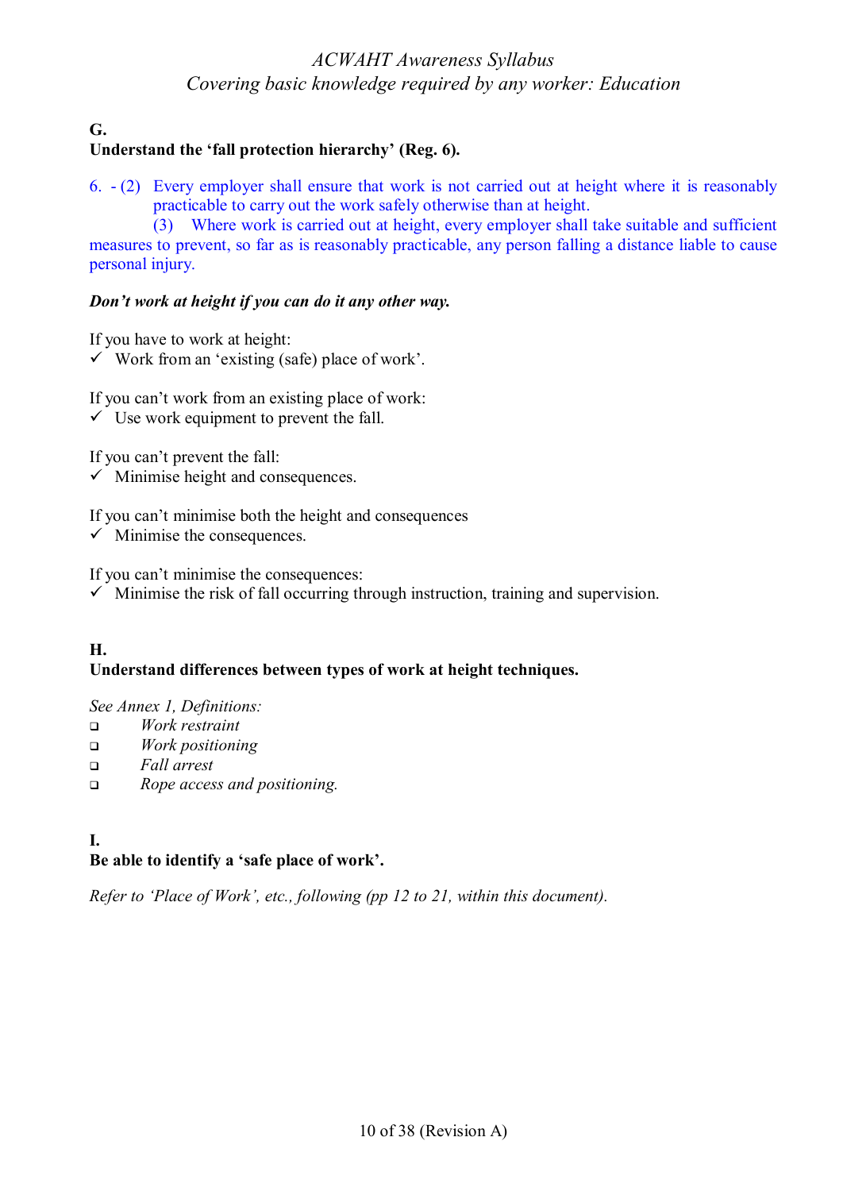**G.**
**Understand the 'fall protection hierarchy' (Reg. 6).**

6. - (2) Every employer shall ensure that work is not carried out at height where it is reasonably practicable to carry out the work safely otherwise than at height.
(3) Where work is carried out at height, every employer shall take suitable and sufficient measures to prevent, so far as is reasonably practicable, any person falling a distance liable to cause personal injury.

***Don't work at height if you can do it any other way.***

If you have to work at height:
- ✓ Work from an 'existing (safe) place of work'.

If you can't work from an existing place of work:
- ✓ Use work equipment to prevent the fall.

If you can't prevent the fall:
- ✓ Minimise height and consequences.

If you can't minimise both the height and consequences
- ✓ Minimise the consequences.

If you can't minimise the consequences:
- ✓ Minimise the risk of fall occurring through instruction, training and supervision.

**H.**
**Understand differences between types of work at height techniques.**

*See Annex 1, Definitions:*
- ❑ *Work restraint*
- ❑ *Work positioning*
- ❑ *Fall arrest*
- ❑ *Rope access and positioning.*

**I.**
**Be able to identify a 'safe place of work'.**

*Refer to 'Place of Work', etc., following (pp 12 to 21, within this document).*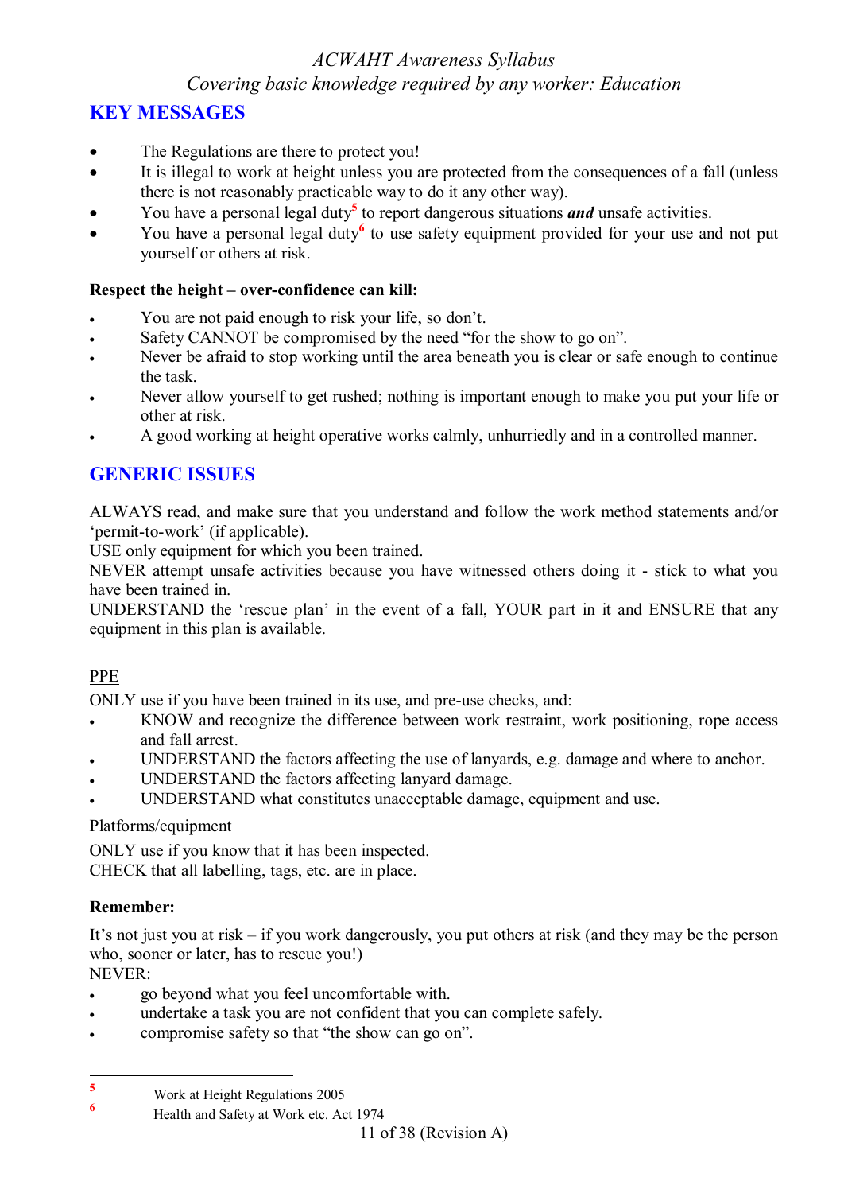## KEY MESSAGES

- The Regulations are there to protect you!
- It is illegal to work at height unless you are protected from the consequences of a fall (unless there is not reasonably practicable way to do it any other way).
- You have a personal legal duty[5] to report dangerous situations ***and*** unsafe activities.
- You have a personal legal duty[6] to use safety equipment provided for your use and not put yourself or others at risk.

**Respect the height – over-confidence can kill:**

- You are not paid enough to risk your life, so don't.
- Safety CANNOT be compromised by the need "for the show to go on".
- Never be afraid to stop working until the area beneath you is clear or safe enough to continue the task.
- Never allow yourself to get rushed; nothing is important enough to make you put your life or other at risk.
- A good working at height operative works calmly, unhurriedly and in a controlled manner.

## GENERIC ISSUES

ALWAYS read, and make sure that you understand and follow the work method statements and/or 'permit-to-work' (if applicable).
USE only equipment for which you been trained.
NEVER attempt unsafe activities because you have witnessed others doing it - stick to what you have been trained in.
UNDERSTAND the 'rescue plan' in the event of a fall, YOUR part in it and ENSURE that any equipment in this plan is available.

PPE

ONLY use if you have been trained in its use, and pre-use checks, and:

- KNOW and recognize the difference between work restraint, work positioning, rope access and fall arrest.
- UNDERSTAND the factors affecting the use of lanyards, e.g. damage and where to anchor.
- UNDERSTAND the factors affecting lanyard damage.
- UNDERSTAND what constitutes unacceptable damage, equipment and use.

Platforms/equipment

ONLY use if you know that it has been inspected.
CHECK that all labelling, tags, etc. are in place.

**Remember:**

It's not just you at risk – if you work dangerously, you put others at risk (and they may be the person who, sooner or later, has to rescue you!)
NEVER:

- go beyond what you feel uncomfortable with.
- undertake a task you are not confident that you can complete safely.
- compromise safety so that "the show can go on".

---

[5] Work at Height Regulations 2005
[6] Health and Safety at Work etc. Act 1974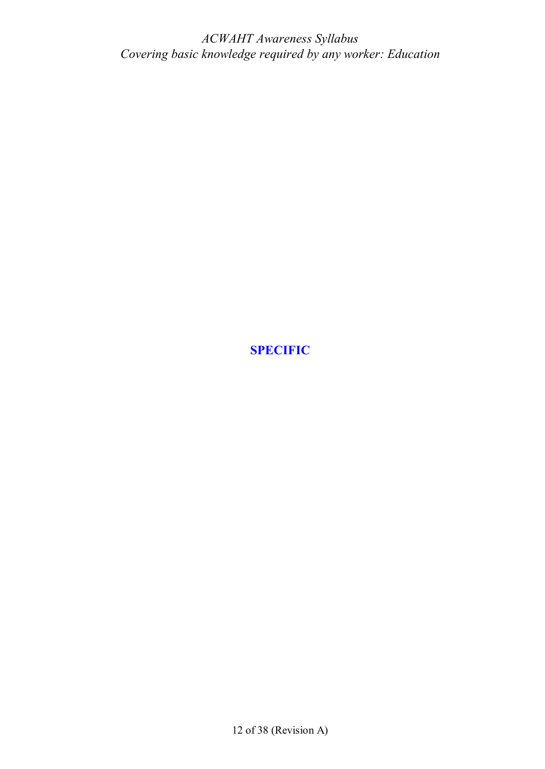# SPECIFIC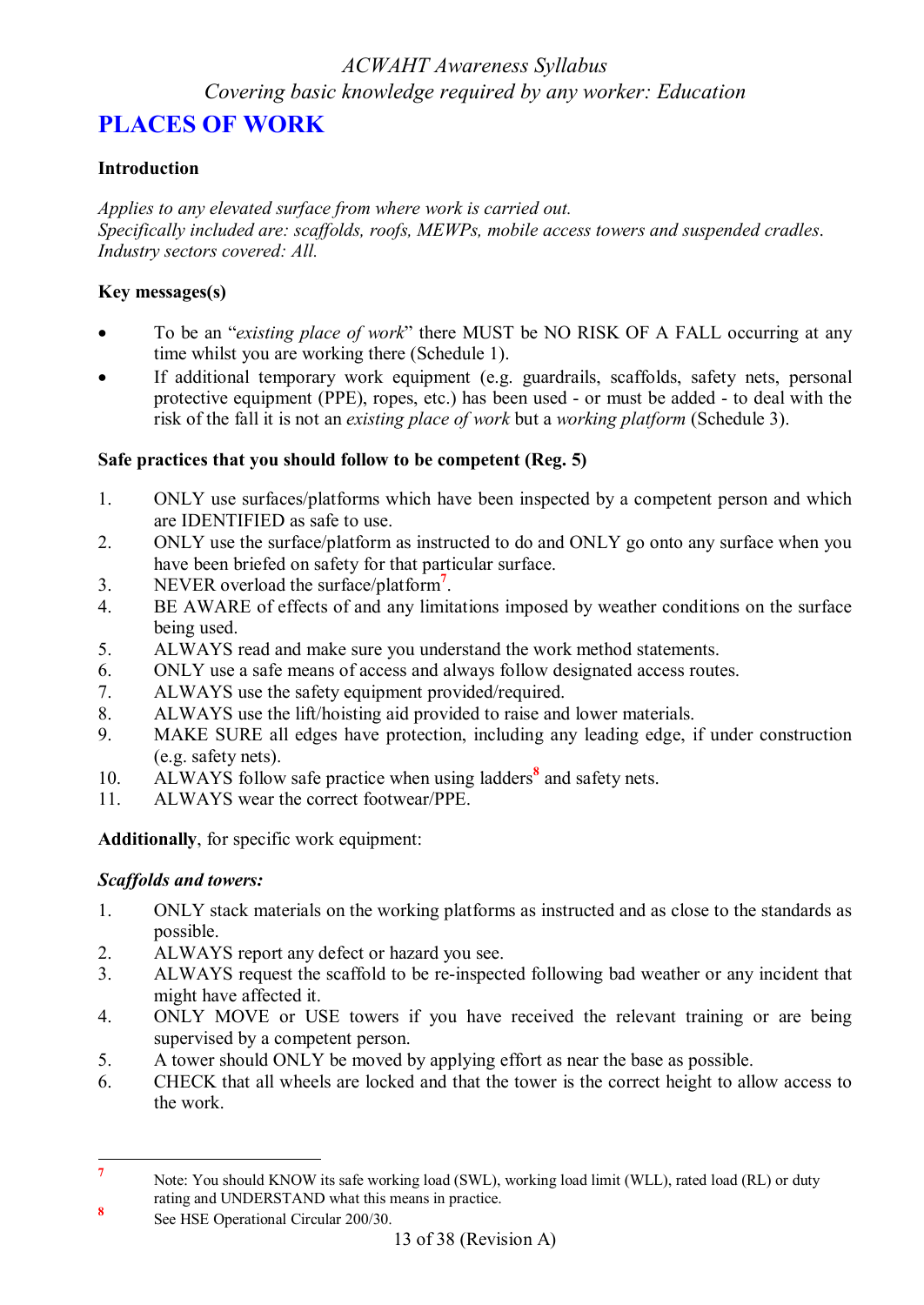# PLACES OF WORK

**Introduction**

*Applies to any elevated surface from where work is carried out.*
*Specifically included are: scaffolds, roofs, MEWPs, mobile access towers and suspended cradles.*
*Industry sectors covered: All.*

**Key messages(s)**

- To be an "*existing place of work*" there MUST be NO RISK OF A FALL occurring at any time whilst you are working there (Schedule 1).
- If additional temporary work equipment (e.g. guardrails, scaffolds, safety nets, personal protective equipment (PPE), ropes, etc.) has been used - or must be added - to deal with the risk of the fall it is not an *existing place of work* but a *working platform* (Schedule 3).

**Safe practices that you should follow to be competent (Reg. 5)**

1. ONLY use surfaces/platforms which have been inspected by a competent person and which are IDENTIFIED as safe to use.
2. ONLY use the surface/platform as instructed to do and ONLY go onto any surface when you have been briefed on safety for that particular surface.
3. NEVER overload the surface/platform[7].
4. BE AWARE of effects of and any limitations imposed by weather conditions on the surface being used.
5. ALWAYS read and make sure you understand the work method statements.
6. ONLY use a safe means of access and always follow designated access routes.
7. ALWAYS use the safety equipment provided/required.
8. ALWAYS use the lift/hoisting aid provided to raise and lower materials.
9. MAKE SURE all edges have protection, including any leading edge, if under construction (e.g. safety nets).
10. ALWAYS follow safe practice when using ladders[8] and safety nets.
11. ALWAYS wear the correct footwear/PPE.

**Additionally**, for specific work equipment:

***Scaffolds and towers:***

1. ONLY stack materials on the working platforms as instructed and as close to the standards as possible.
2. ALWAYS report any defect or hazard you see.
3. ALWAYS request the scaffold to be re-inspected following bad weather or any incident that might have affected it.
4. ONLY MOVE or USE towers if you have received the relevant training or are being supervised by a competent person.
5. A tower should ONLY be moved by applying effort as near the base as possible.
6. CHECK that all wheels are locked and that the tower is the correct height to allow access to the work.

---

[7] Note: You should KNOW its safe working load (SWL), working load limit (WLL), rated load (RL) or duty rating and UNDERSTAND what this means in practice.

[8] See HSE Operational Circular 200/30.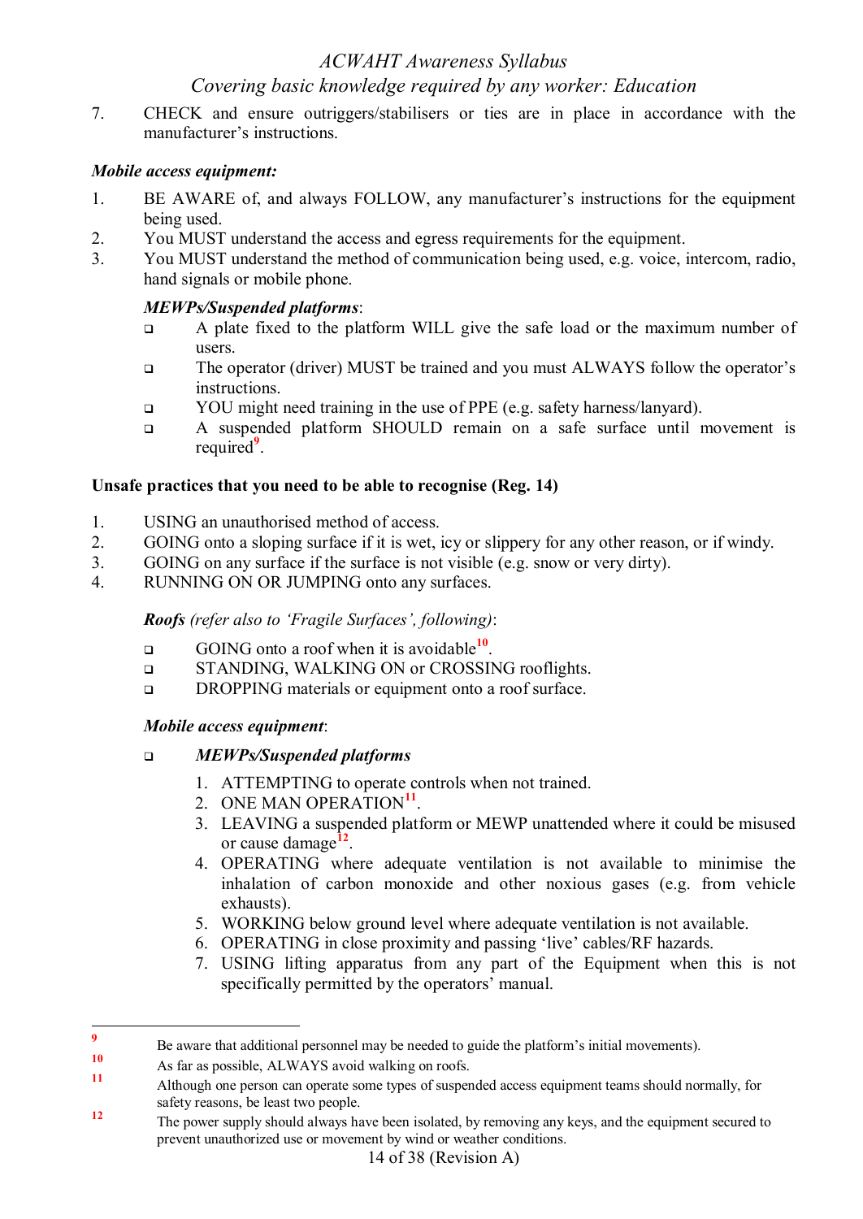7. CHECK and ensure outriggers/stabilisers or ties are in place in accordance with the manufacturer's instructions.

***Mobile access equipment:***

1. BE AWARE of, and always FOLLOW, any manufacturer's instructions for the equipment being used.
2. You MUST understand the access and egress requirements for the equipment.
3. You MUST understand the method of communication being used, e.g. voice, intercom, radio, hand signals or mobile phone.

   ***MEWPs/Suspended platforms***:

   - A plate fixed to the platform WILL give the safe load or the maximum number of users.
   - The operator (driver) MUST be trained and you must ALWAYS follow the operator's instructions.
   - YOU might need training in the use of PPE (e.g. safety harness/lanyard).
   - A suspended platform SHOULD remain on a safe surface until movement is required[9].

**Unsafe practices that you need to be able to recognise (Reg. 14)**

1. USING an unauthorised method of access.
2. GOING onto a sloping surface if it is wet, icy or slippery for any other reason, or if windy.
3. GOING on any surface if the surface is not visible (e.g. snow or very dirty).
4. RUNNING ON OR JUMPING onto any surfaces.

   ***Roofs*** *(refer also to 'Fragile Surfaces', following)*:

   - GOING onto a roof when it is avoidable[10].
   - STANDING, WALKING ON or CROSSING rooflights.
   - DROPPING materials or equipment onto a roof surface.

   ***Mobile access equipment***:

   - ***MEWPs/Suspended platforms***
     1. ATTEMPTING to operate controls when not trained.
     2. ONE MAN OPERATION[11].
     3. LEAVING a suspended platform or MEWP unattended where it could be misused or cause damage[12].
     4. OPERATING where adequate ventilation is not available to minimise the inhalation of carbon monoxide and other noxious gases (e.g. from vehicle exhausts).
     5. WORKING below ground level where adequate ventilation is not available.
     6. OPERATING in close proximity and passing 'live' cables/RF hazards.
     7. USING lifting apparatus from any part of the Equipment when this is not specifically permitted by the operators' manual.

---

[9] Be aware that additional personnel may be needed to guide the platform's initial movements).

[10] As far as possible, ALWAYS avoid walking on roofs.

[11] Although one person can operate some types of suspended access equipment teams should normally, for safety reasons, be least two people.

[12] The power supply should always have been isolated, by removing any keys, and the equipment secured to prevent unauthorized use or movement by wind or weather conditions.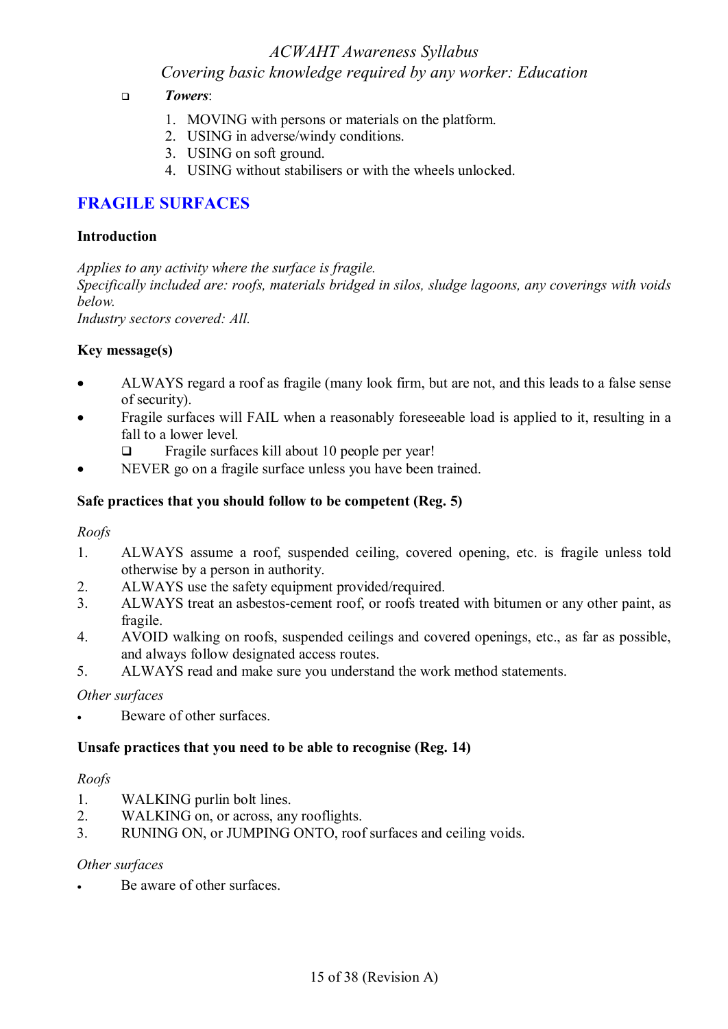- ***Towers***:

  1. MOVING with persons or materials on the platform.
  2. USING in adverse/windy conditions.
  3. USING on soft ground.
  4. USING without stabilisers or with the wheels unlocked.

## FRAGILE SURFACES

### Introduction

*Applies to any activity where the surface is fragile.*
*Specifically included are: roofs, materials bridged in silos, sludge lagoons, any coverings with voids below.*
*Industry sectors covered: All.*

### Key message(s)

- ALWAYS regard a roof as fragile (many look firm, but are not, and this leads to a false sense of security).
- Fragile surfaces will FAIL when a reasonably foreseeable load is applied to it, resulting in a fall to a lower level.
  - Fragile surfaces kill about 10 people per year!
- NEVER go on a fragile surface unless you have been trained.

### Safe practices that you should follow to be competent (Reg. 5)

*Roofs*

1. ALWAYS assume a roof, suspended ceiling, covered opening, etc. is fragile unless told otherwise by a person in authority.
2. ALWAYS use the safety equipment provided/required.
3. ALWAYS treat an asbestos-cement roof, or roofs treated with bitumen or any other paint, as fragile.
4. AVOID walking on roofs, suspended ceilings and covered openings, etc., as far as possible, and always follow designated access routes.
5. ALWAYS read and make sure you understand the work method statements.

*Other surfaces*

- Beware of other surfaces.

### Unsafe practices that you need to be able to recognise (Reg. 14)

*Roofs*

1. WALKING purlin bolt lines.
2. WALKING on, or across, any rooflights.
3. RUNING ON, or JUMPING ONTO, roof surfaces and ceiling voids.

*Other surfaces*

- Be aware of other surfaces.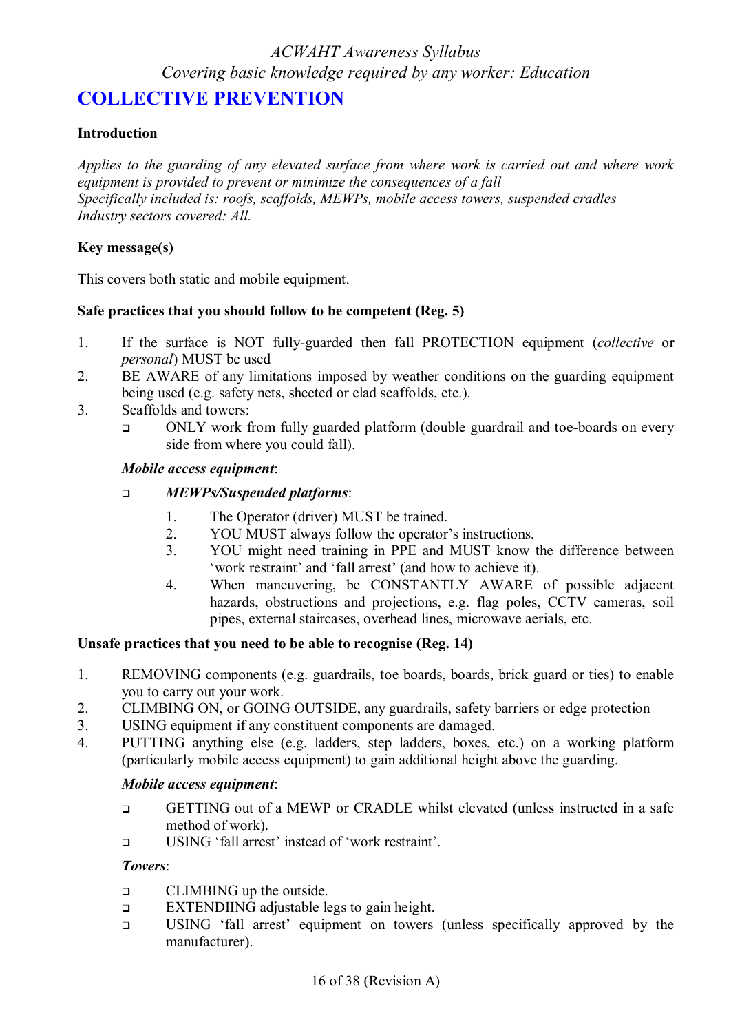# COLLECTIVE PREVENTION

**Introduction**

*Applies to the guarding of any elevated surface from where work is carried out and where work equipment is provided to prevent or minimize the consequences of a fall*
*Specifically included is: roofs, scaffolds, MEWPs, mobile access towers, suspended cradles*
*Industry sectors covered: All.*

**Key message(s)**

This covers both static and mobile equipment.

**Safe practices that you should follow to be competent (Reg. 5)**

1. If the surface is NOT fully-guarded then fall PROTECTION equipment (*collective* or *personal*) MUST be used
2. BE AWARE of any limitations imposed by weather conditions on the guarding equipment being used (e.g. safety nets, sheeted or clad scaffolds, etc.).
3. Scaffolds and towers:
   - ONLY work from fully guarded platform (double guardrail and toe-boards on every side from where you could fall).

   ***Mobile access equipment***:

   - ***MEWPs/Suspended platforms***:
     1. The Operator (driver) MUST be trained.
     2. YOU MUST always follow the operator's instructions.
     3. YOU might need training in PPE and MUST know the difference between 'work restraint' and 'fall arrest' (and how to achieve it).
     4. When maneuvering, be CONSTANTLY AWARE of possible adjacent hazards, obstructions and projections, e.g. flag poles, CCTV cameras, soil pipes, external staircases, overhead lines, microwave aerials, etc.

**Unsafe practices that you need to be able to recognise (Reg. 14)**

1. REMOVING components (e.g. guardrails, toe boards, boards, brick guard or ties) to enable you to carry out your work.
2. CLIMBING ON, or GOING OUTSIDE, any guardrails, safety barriers or edge protection
3. USING equipment if any constituent components are damaged.
4. PUTTING anything else (e.g. ladders, step ladders, boxes, etc.) on a working platform (particularly mobile access equipment) to gain additional height above the guarding.

   ***Mobile access equipment***:

   - GETTING out of a MEWP or CRADLE whilst elevated (unless instructed in a safe method of work).
   - USING 'fall arrest' instead of 'work restraint'.

   ***Towers***:

   - CLIMBING up the outside.
   - EXTENDIING adjustable legs to gain height.
   - USING 'fall arrest' equipment on towers (unless specifically approved by the manufacturer).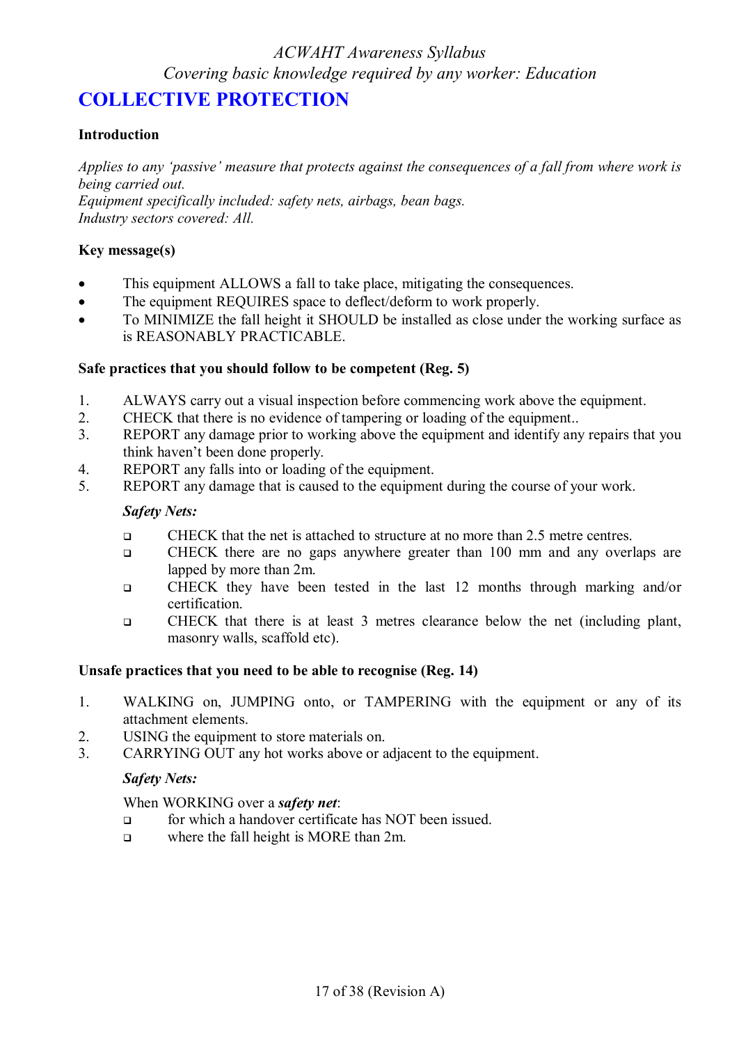# COLLECTIVE PROTECTION

### Introduction

*Applies to any 'passive' measure that protects against the consequences of a fall from where work is being carried out.*
*Equipment specifically included: safety nets, airbags, bean bags.*
*Industry sectors covered: All.*

### Key message(s)

- This equipment ALLOWS a fall to take place, mitigating the consequences.
- The equipment REQUIRES space to deflect/deform to work properly.
- To MINIMIZE the fall height it SHOULD be installed as close under the working surface as is REASONABLY PRACTICABLE.

### Safe practices that you should follow to be competent (Reg. 5)

1. ALWAYS carry out a visual inspection before commencing work above the equipment.
2. CHECK that there is no evidence of tampering or loading of the equipment..
3. REPORT any damage prior to working above the equipment and identify any repairs that you think haven't been done properly.
4. REPORT any falls into or loading of the equipment.
5. REPORT any damage that is caused to the equipment during the course of your work.

***Safety Nets:***

- CHECK that the net is attached to structure at no more than 2.5 metre centres.
- CHECK there are no gaps anywhere greater than 100 mm and any overlaps are lapped by more than 2m.
- CHECK they have been tested in the last 12 months through marking and/or certification.
- CHECK that there is at least 3 metres clearance below the net (including plant, masonry walls, scaffold etc).

### Unsafe practices that you need to be able to recognise (Reg. 14)

1. WALKING on, JUMPING onto, or TAMPERING with the equipment or any of its attachment elements.
2. USING the equipment to store materials on.
3. CARRYING OUT any hot works above or adjacent to the equipment.

***Safety Nets:***

When WORKING over a ***safety net***:

- for which a handover certificate has NOT been issued.
- where the fall height is MORE than 2m.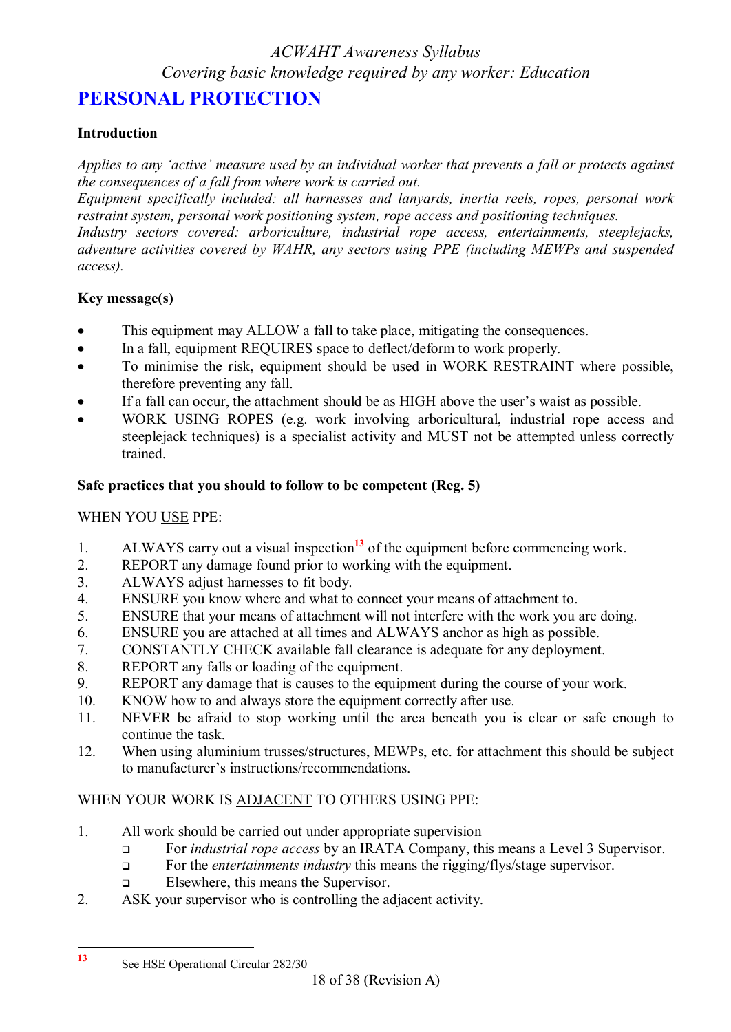# PERSONAL PROTECTION

**Introduction**

*Applies to any 'active' measure used by an individual worker that prevents a fall or protects against the consequences of a fall from where work is carried out.*
*Equipment specifically included: all harnesses and lanyards, inertia reels, ropes, personal work restraint system, personal work positioning system, rope access and positioning techniques.*
*Industry sectors covered: arboriculture, industrial rope access, entertainments, steeplejacks, adventure activities covered by WAHR, any sectors using PPE (including MEWPs and suspended access).*

**Key message(s)**

- This equipment may ALLOW a fall to take place, mitigating the consequences.
- In a fall, equipment REQUIRES space to deflect/deform to work properly.
- To minimise the risk, equipment should be used in WORK RESTRAINT where possible, therefore preventing any fall.
- If a fall can occur, the attachment should be as HIGH above the user's waist as possible.
- WORK USING ROPES (e.g. work involving arboricultural, industrial rope access and steeplejack techniques) is a specialist activity and MUST not be attempted unless correctly trained.

**Safe practices that you should to follow to be competent (Reg. 5)**

WHEN YOU <u>USE</u> PPE:

1. ALWAYS carry out a visual inspection[13] of the equipment before commencing work.
2. REPORT any damage found prior to working with the equipment.
3. ALWAYS adjust harnesses to fit body.
4. ENSURE you know where and what to connect your means of attachment to.
5. ENSURE that your means of attachment will not interfere with the work you are doing.
6. ENSURE you are attached at all times and ALWAYS anchor as high as possible.
7. CONSTANTLY CHECK available fall clearance is adequate for any deployment.
8. REPORT any falls or loading of the equipment.
9. REPORT any damage that is causes to the equipment during the course of your work.
10. KNOW how to and always store the equipment correctly after use.
11. NEVER be afraid to stop working until the area beneath you is clear or safe enough to continue the task.
12. When using aluminium trusses/structures, MEWPs, etc. for attachment this should be subject to manufacturer's instructions/recommendations.

WHEN YOUR WORK IS <u>ADJACENT</u> TO OTHERS USING PPE:

1. All work should be carried out under appropriate supervision
   - For *industrial rope access* by an IRATA Company, this means a Level 3 Supervisor.
   - For the *entertainments industry* this means the rigging/flys/stage supervisor.
   - Elsewhere, this means the Supervisor.
2. ASK your supervisor who is controlling the adjacent activity.

---

[13] See HSE Operational Circular 282/30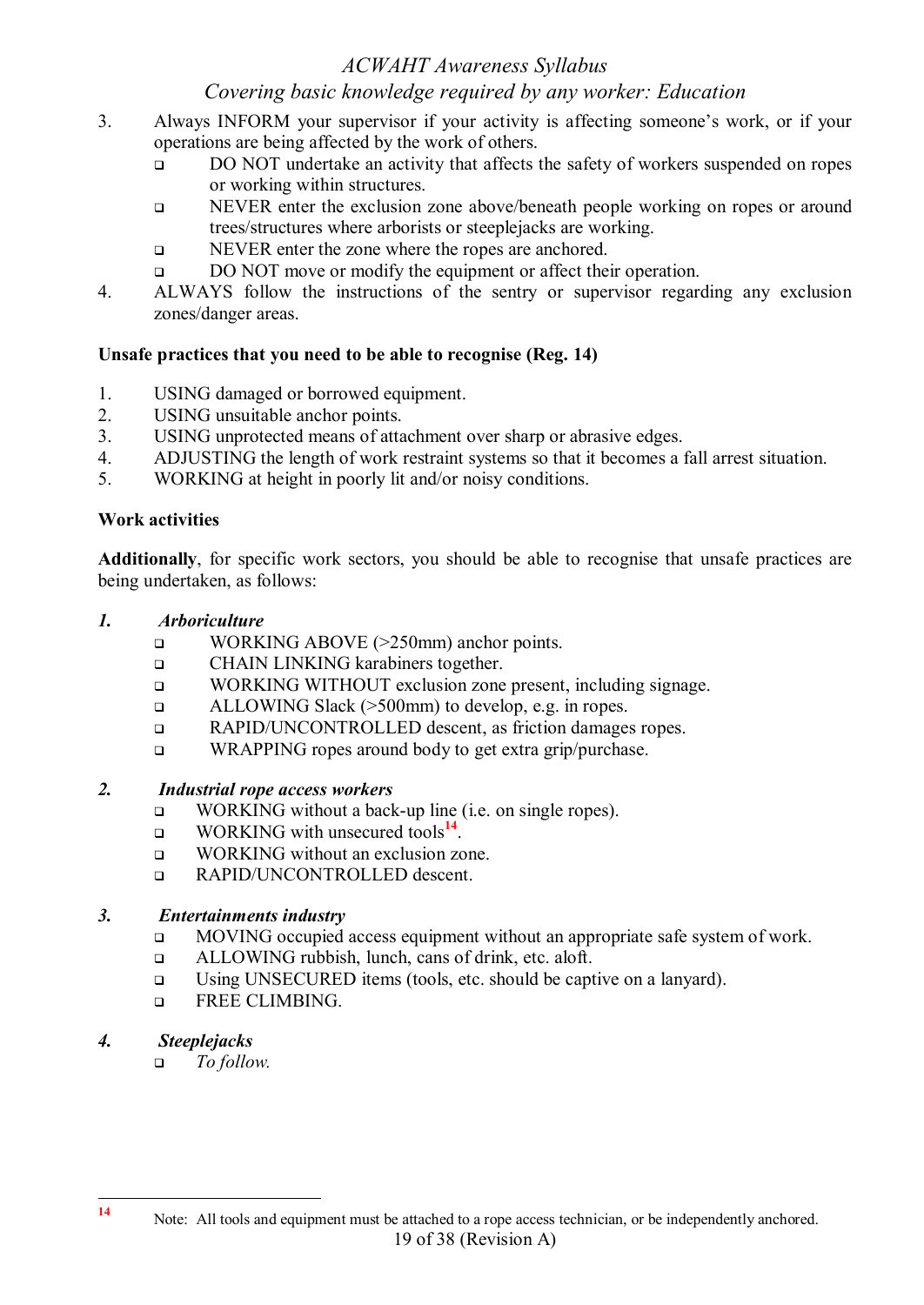3. Always INFORM your supervisor if your activity is affecting someone's work, or if your operations are being affected by the work of others.
   - DO NOT undertake an activity that affects the safety of workers suspended on ropes or working within structures.
   - NEVER enter the exclusion zone above/beneath people working on ropes or around trees/structures where arborists or steeplejacks are working.
   - NEVER enter the zone where the ropes are anchored.
   - DO NOT move or modify the equipment or affect their operation.
4. ALWAYS follow the instructions of the sentry or supervisor regarding any exclusion zones/danger areas.

**Unsafe practices that you need to be able to recognise (Reg. 14)**

1. USING damaged or borrowed equipment.
2. USING unsuitable anchor points.
3. USING unprotected means of attachment over sharp or abrasive edges.
4. ADJUSTING the length of work restraint systems so that it becomes a fall arrest situation.
5. WORKING at height in poorly lit and/or noisy conditions.

**Work activities**

**Additionally**, for specific work sectors, you should be able to recognise that unsafe practices are being undertaken, as follows:

***1. Arboriculture***

- WORKING ABOVE (>250mm) anchor points.
- CHAIN LINKING karabiners together.
- WORKING WITHOUT exclusion zone present, including signage.
- ALLOWING Slack (>500mm) to develop, e.g. in ropes.
- RAPID/UNCONTROLLED descent, as friction damages ropes.
- WRAPPING ropes around body to get extra grip/purchase.

***2. Industrial rope access workers***

- WORKING without a back-up line (i.e. on single ropes).
- WORKING with unsecured tools[14].
- WORKING without an exclusion zone.
- RAPID/UNCONTROLLED descent.

***3. Entertainments industry***

- MOVING occupied access equipment without an appropriate safe system of work.
- ALLOWING rubbish, lunch, cans of drink, etc. aloft.
- Using UNSECURED items (tools, etc. should be captive on a lanyard).
- FREE CLIMBING.

***4. Steeplejacks***

- *To follow.*

---

[14] Note: All tools and equipment must be attached to a rope access technician, or be independently anchored.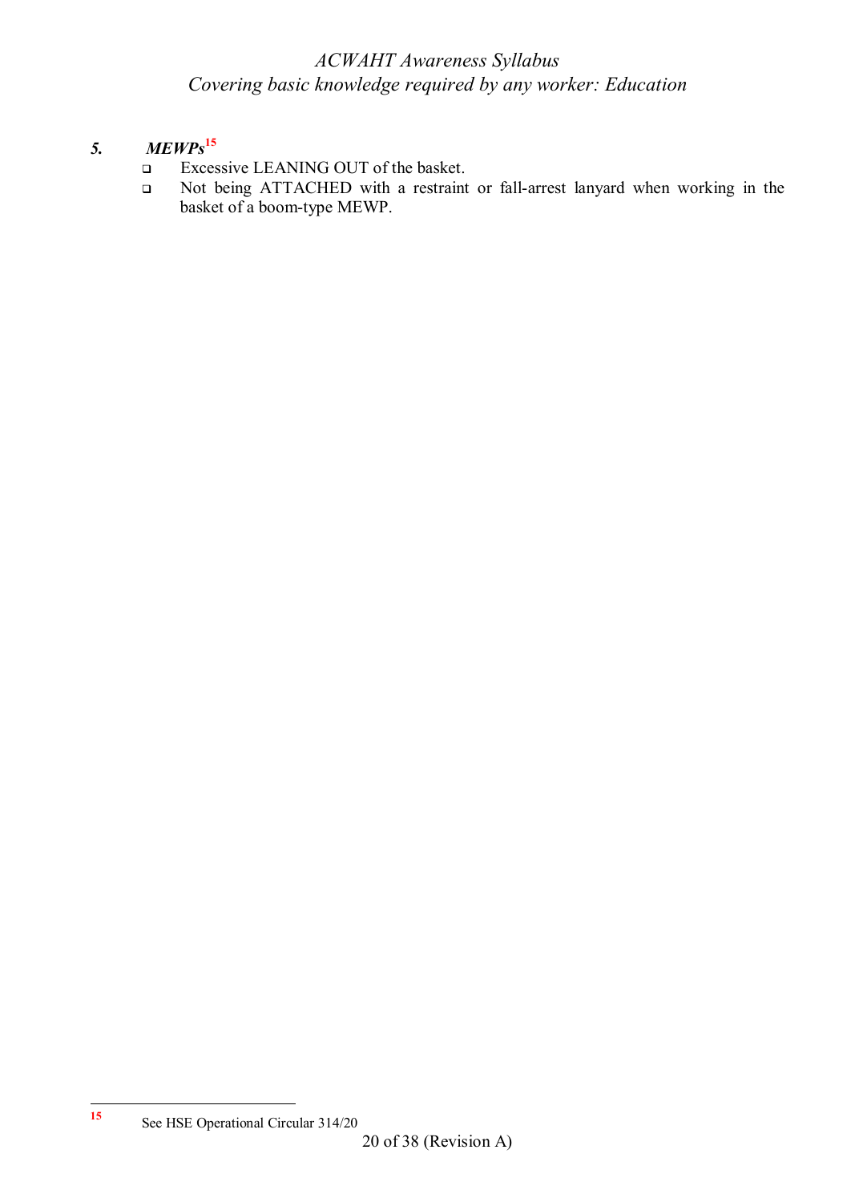## 5. *MEWPs*[15]

- Excessive LEANING OUT of the basket.
- Not being ATTACHED with a restraint or fall-arrest lanyard when working in the basket of a boom-type MEWP.

[15] See HSE Operational Circular 314/20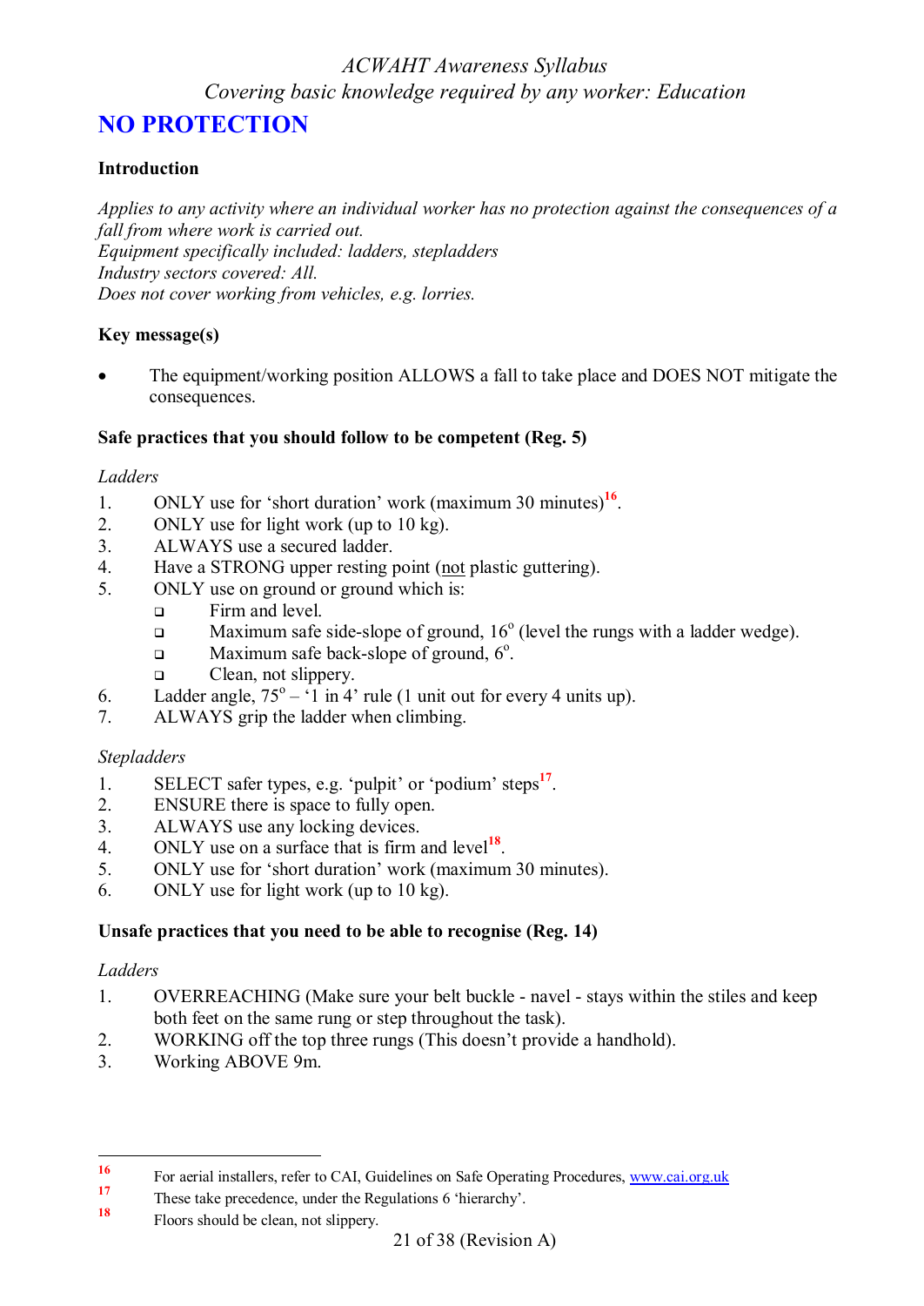# NO PROTECTION

### Introduction

*Applies to any activity where an individual worker has no protection against the consequences of a fall from where work is carried out.*
*Equipment specifically included: ladders, stepladders*
*Industry sectors covered: All.*
*Does not cover working from vehicles, e.g. lorries.*

### Key message(s)

- The equipment/working position ALLOWS a fall to take place and DOES NOT mitigate the consequences.

### Safe practices that you should follow to be competent (Reg. 5)

*Ladders*

1. ONLY use for 'short duration' work (maximum 30 minutes)[16].
2. ONLY use for light work (up to 10 kg).
3. ALWAYS use a secured ladder.
4. Have a STRONG upper resting point (not plastic guttering).
5. ONLY use on ground or ground which is:
   - Firm and level.
   - Maximum safe side-slope of ground, $16^o$ (level the rungs with a ladder wedge).
   - Maximum safe back-slope of ground, $6^o$.
   - Clean, not slippery.
6. Ladder angle, $75^o$ – '1 in 4' rule (1 unit out for every 4 units up).
7. ALWAYS grip the ladder when climbing.

*Stepladders*

1. SELECT safer types, e.g. 'pulpit' or 'podium' steps[17].
2. ENSURE there is space to fully open.
3. ALWAYS use any locking devices.
4. ONLY use on a surface that is firm and level[18].
5. ONLY use for 'short duration' work (maximum 30 minutes).
6. ONLY use for light work (up to 10 kg).

### Unsafe practices that you need to be able to recognise (Reg. 14)

*Ladders*

1. OVERREACHING (Make sure your belt buckle - navel - stays within the stiles and keep both feet on the same rung or step throughout the task).
2. WORKING off the top three rungs (This doesn't provide a handhold).
3. Working ABOVE 9m.

---

[16] For aerial installers, refer to CAI, Guidelines on Safe Operating Procedures, www.cai.org.uk

[17] These take precedence, under the Regulations 6 'hierarchy'.

[18] Floors should be clean, not slippery.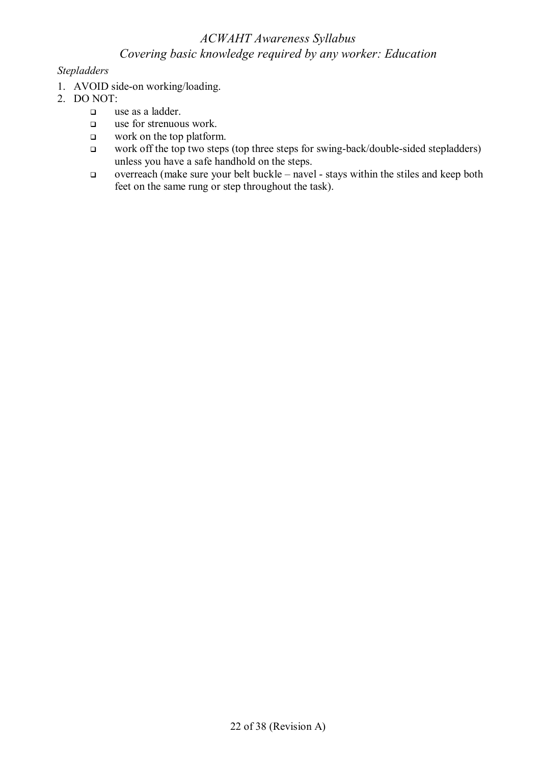*Stepladders*

1. AVOID side-on working/loading.
2. DO NOT:
   - use as a ladder.
   - use for strenuous work.
   - work on the top platform.
   - work off the top two steps (top three steps for swing-back/double-sided stepladders) unless you have a safe handhold on the steps.
   - overreach (make sure your belt buckle – navel - stays within the stiles and keep both feet on the same rung or step throughout the task).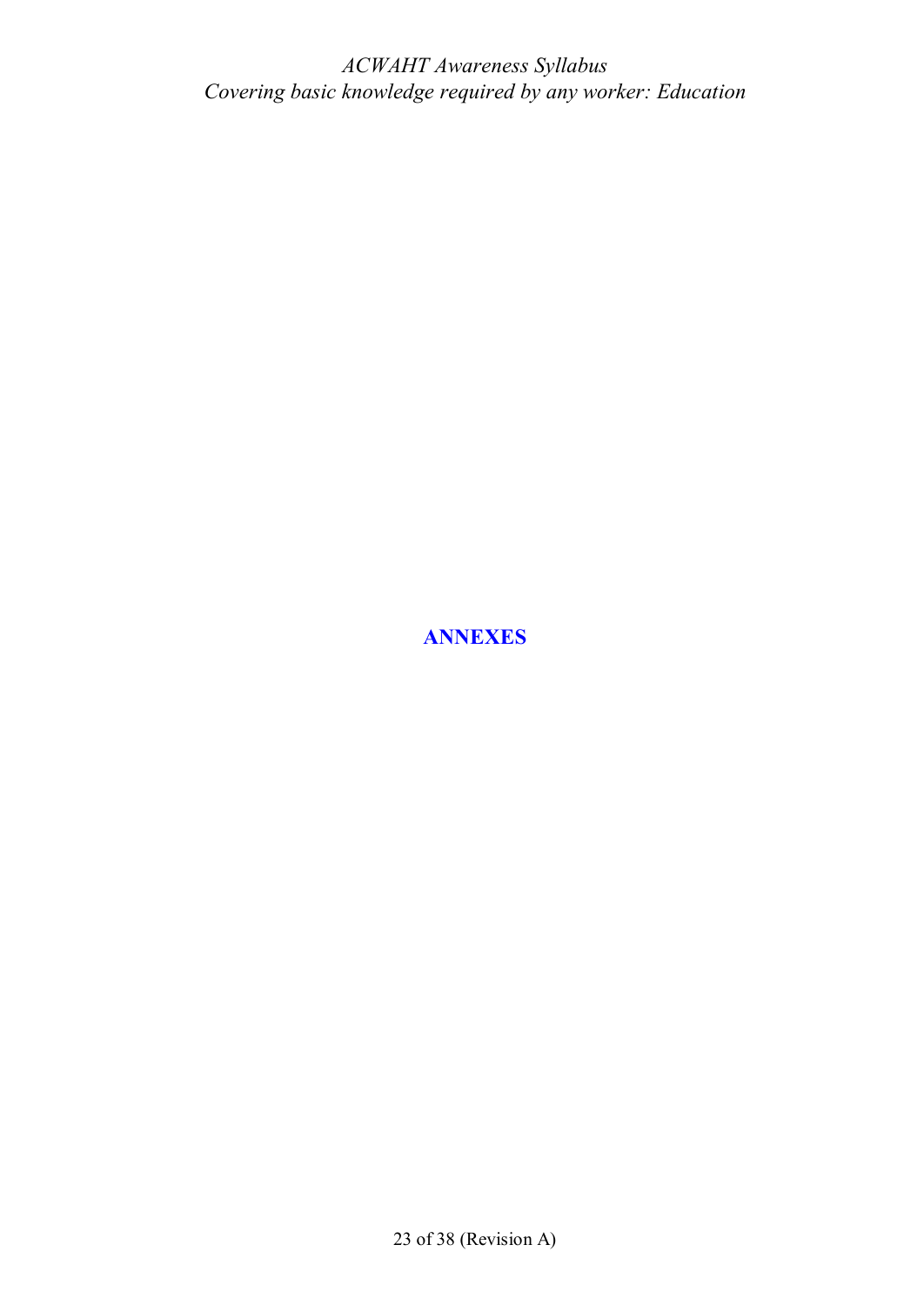# ANNEXES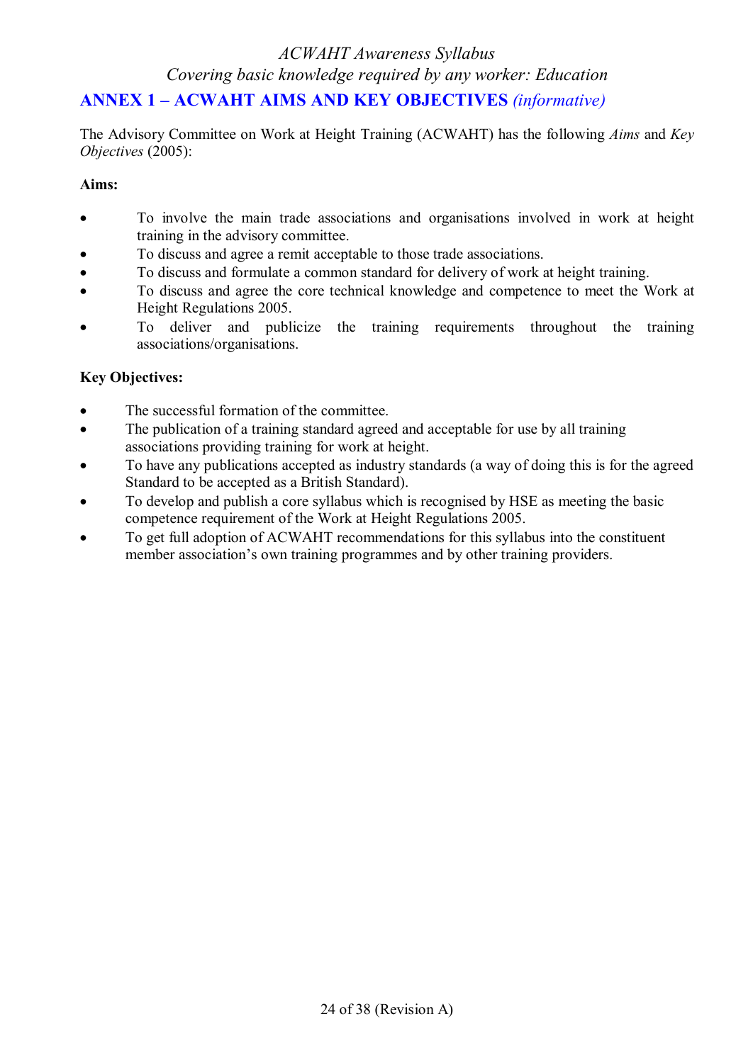## ANNEX 1 – ACWAHT AIMS AND KEY OBJECTIVES *(informative)*

The Advisory Committee on Work at Height Training (ACWAHT) has the following *Aims* and *Key Objectives* (2005):

**Aims:**

- To involve the main trade associations and organisations involved in work at height training in the advisory committee.
- To discuss and agree a remit acceptable to those trade associations.
- To discuss and formulate a common standard for delivery of work at height training.
- To discuss and agree the core technical knowledge and competence to meet the Work at Height Regulations 2005.
- To deliver and publicize the training requirements throughout the training associations/organisations.

**Key Objectives:**

- The successful formation of the committee.
- The publication of a training standard agreed and acceptable for use by all training associations providing training for work at height.
- To have any publications accepted as industry standards (a way of doing this is for the agreed Standard to be accepted as a British Standard).
- To develop and publish a core syllabus which is recognised by HSE as meeting the basic competence requirement of the Work at Height Regulations 2005.
- To get full adoption of ACWAHT recommendations for this syllabus into the constituent member association's own training programmes and by other training providers.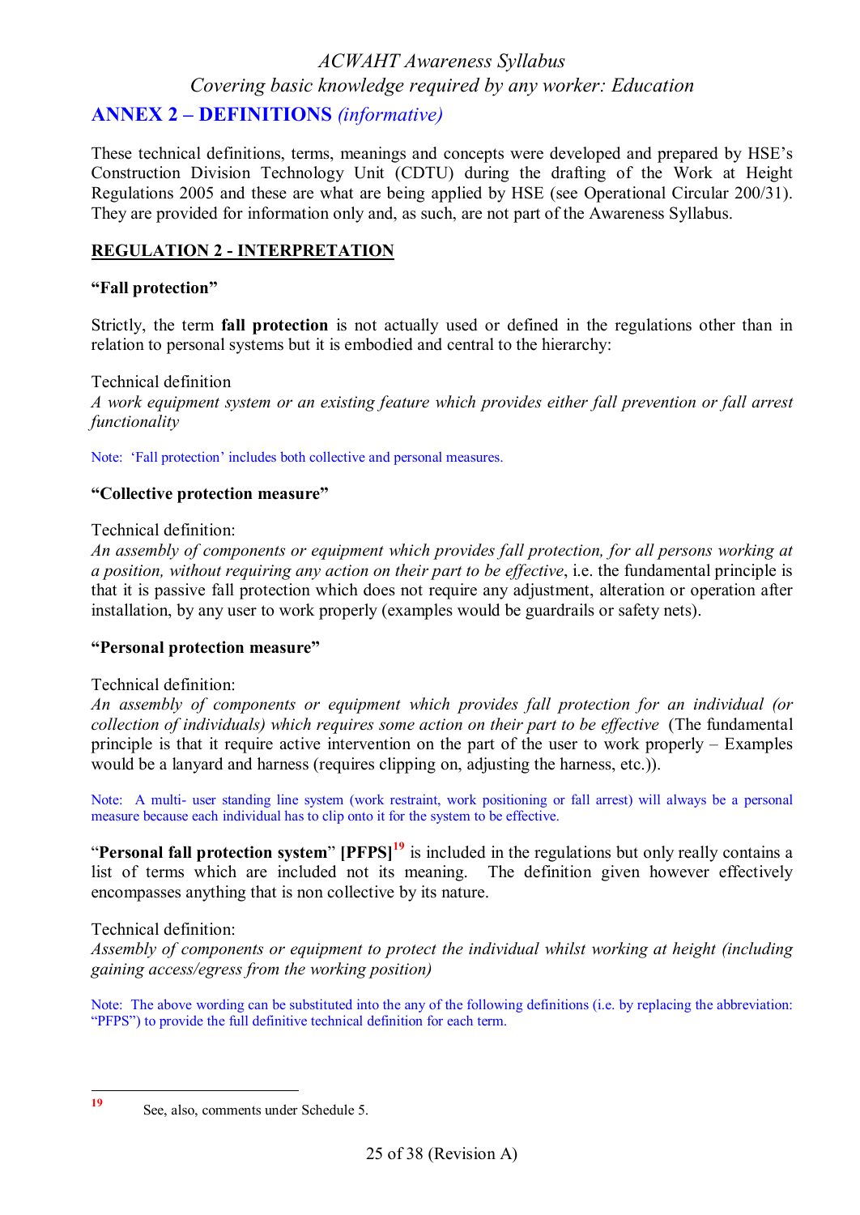## ANNEX 2 – DEFINITIONS *(informative)*

These technical definitions, terms, meanings and concepts were developed and prepared by HSE's Construction Division Technology Unit (CDTU) during the drafting of the Work at Height Regulations 2005 and these are what are being applied by HSE (see Operational Circular 200/31). They are provided for information only and, as such, are not part of the Awareness Syllabus.

### REGULATION 2 - INTERPRETATION

#### "Fall protection"

Strictly, the term **fall protection** is not actually used or defined in the regulations other than in relation to personal systems but it is embodied and central to the hierarchy:

Technical definition
*A work equipment system or an existing feature which provides either fall prevention or fall arrest functionality*

Note: 'Fall protection' includes both collective and personal measures.

#### "Collective protection measure"

Technical definition:
*An assembly of components or equipment which provides fall protection, for all persons working at a position, without requiring any action on their part to be effective*, i.e. the fundamental principle is that it is passive fall protection which does not require any adjustment, alteration or operation after installation, by any user to work properly (examples would be guardrails or safety nets).

#### "Personal protection measure"

Technical definition:
*An assembly of components or equipment which provides fall protection for an individual (or collection of individuals) which requires some action on their part to be effective* (The fundamental principle is that it require active intervention on the part of the user to work properly – Examples would be a lanyard and harness (requires clipping on, adjusting the harness, etc.)).

Note: A multi- user standing line system (work restraint, work positioning or fall arrest) will always be a personal measure because each individual has to clip onto it for the system to be effective.

"**Personal fall protection system**" **[PFPS]**[19] is included in the regulations but only really contains a list of terms which are included not its meaning. The definition given however effectively encompasses anything that is non collective by its nature.

Technical definition:
*Assembly of components or equipment to protect the individual whilst working at height (including gaining access/egress from the working position)*

Note: The above wording can be substituted into the any of the following definitions (i.e. by replacing the abbreviation: "PFPS") to provide the full definitive technical definition for each term.

---

[19] See, also, comments under Schedule 5.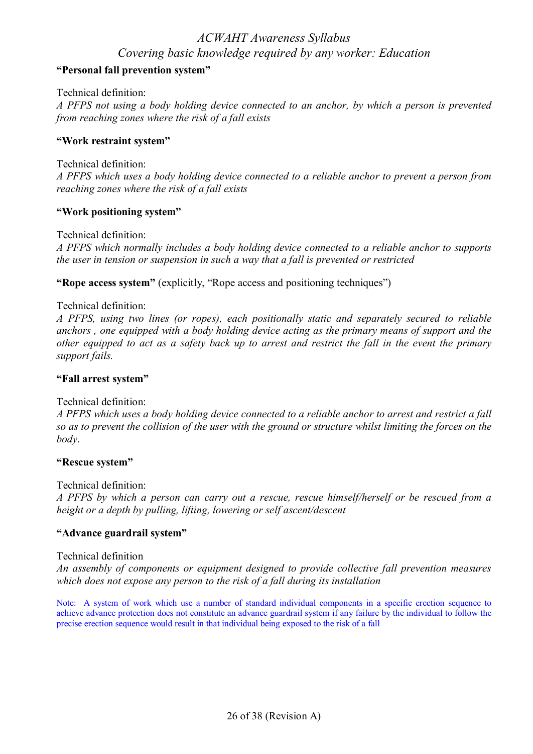**"Personal fall prevention system"**

Technical definition:
*A PFPS not using a body holding device connected to an anchor, by which a person is prevented from reaching zones where the risk of a fall exists*

**"Work restraint system"**

Technical definition:
*A PFPS which uses a body holding device connected to a reliable anchor to prevent a person from reaching zones where the risk of a fall exists*

**"Work positioning system"**

Technical definition:
*A PFPS which normally includes a body holding device connected to a reliable anchor to supports the user in tension or suspension in such a way that a fall is prevented or restricted*

**"Rope access system"** (explicitly, "Rope access and positioning techniques")

Technical definition:
*A PFPS, using two lines (or ropes), each positionally static and separately secured to reliable anchors , one equipped with a body holding device acting as the primary means of support and the other equipped to act as a safety back up to arrest and restrict the fall in the event the primary support fails.*

**"Fall arrest system"**

Technical definition:
*A PFPS which uses a body holding device connected to a reliable anchor to arrest and restrict a fall so as to prevent the collision of the user with the ground or structure whilst limiting the forces on the body*.

**"Rescue system"**

Technical definition:
*A PFPS by which a person can carry out a rescue, rescue himself/herself or be rescued from a height or a depth by pulling, lifting, lowering or self ascent/descent*

**"Advance guardrail system"**

Technical definition
*An assembly of components or equipment designed to provide collective fall prevention measures which does not expose any person to the risk of a fall during its installation*

Note: A system of work which use a number of standard individual components in a specific erection sequence to achieve advance protection does not constitute an advance guardrail system if any failure by the individual to follow the precise erection sequence would result in that individual being exposed to the risk of a fall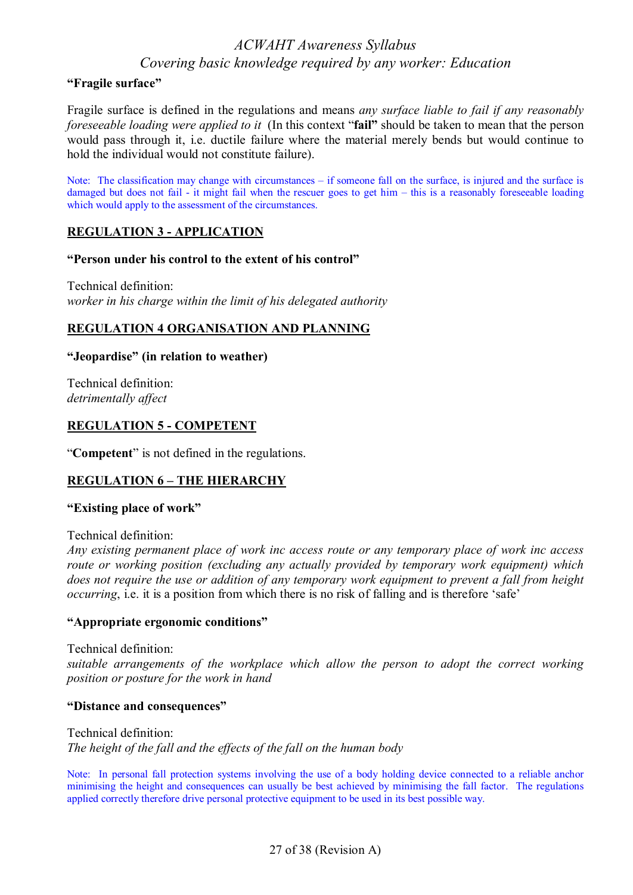**"Fragile surface"**

Fragile surface is defined in the regulations and means *any surface liable to fail if any reasonably foreseeable loading were applied to it* (In this context "**fail"** should be taken to mean that the person would pass through it, i.e. ductile failure where the material merely bends but would continue to hold the individual would not constitute failure).

Note: The classification may change with circumstances – if someone fall on the surface, is injured and the surface is damaged but does not fail - it might fail when the rescuer goes to get him – this is a reasonably foreseeable loading which would apply to the assessment of the circumstances.

## REGULATION 3 - APPLICATION

**"Person under his control to the extent of his control"**

Technical definition:
*worker in his charge within the limit of his delegated authority*

## REGULATION 4 ORGANISATION AND PLANNING

**"Jeopardise" (in relation to weather)**

Technical definition:
*detrimentally affect*

## REGULATION 5 - COMPETENT

"**Competent**" is not defined in the regulations.

## REGULATION 6 – THE HIERARCHY

**"Existing place of work"**

Technical definition:
*Any existing permanent place of work inc access route or any temporary place of work inc access route or working position (excluding any actually provided by temporary work equipment) which does not require the use or addition of any temporary work equipment to prevent a fall from height occurring*, i.e. it is a position from which there is no risk of falling and is therefore 'safe'

**"Appropriate ergonomic conditions"**

Technical definition:
*suitable arrangements of the workplace which allow the person to adopt the correct working position or posture for the work in hand*

**"Distance and consequences"**

Technical definition:
*The height of the fall and the effects of the fall on the human body*

Note: In personal fall protection systems involving the use of a body holding device connected to a reliable anchor minimising the height and consequences can usually be best achieved by minimising the fall factor. The regulations applied correctly therefore drive personal protective equipment to be used in its best possible way.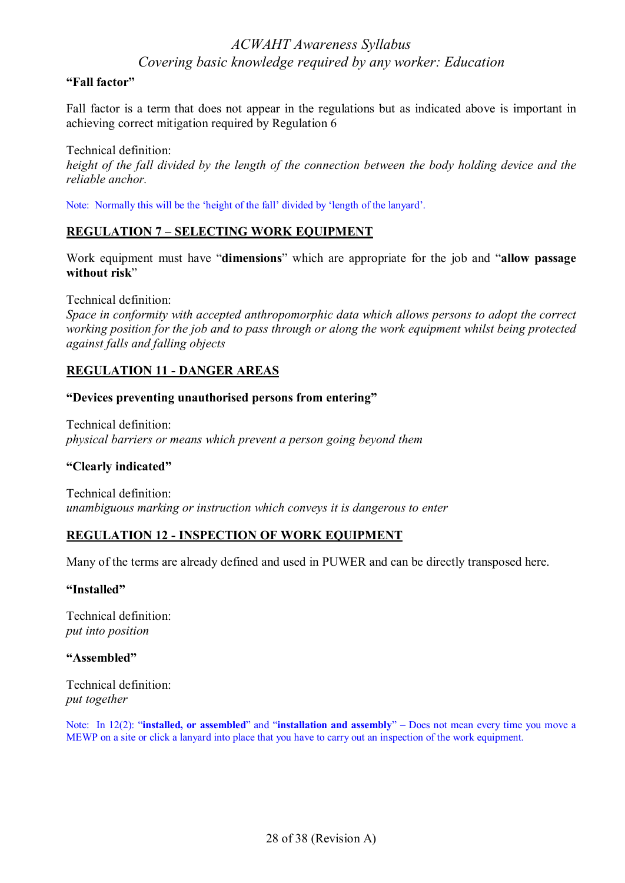**"Fall factor"**

Fall factor is a term that does not appear in the regulations but as indicated above is important in achieving correct mitigation required by Regulation 6

Technical definition:
*height of the fall divided by the length of the connection between the body holding device and the reliable anchor.*

Note: Normally this will be the 'height of the fall' divided by 'length of the lanyard'.

## REGULATION 7 – SELECTING WORK EQUIPMENT

Work equipment must have "**dimensions**" which are appropriate for the job and "**allow passage without risk**"

Technical definition:
*Space in conformity with accepted anthropomorphic data which allows persons to adopt the correct working position for the job and to pass through or along the work equipment whilst being protected against falls and falling objects*

## REGULATION 11 - DANGER AREAS

**"Devices preventing unauthorised persons from entering"**

Technical definition:
*physical barriers or means which prevent a person going beyond them*

**"Clearly indicated"**

Technical definition:
*unambiguous marking or instruction which conveys it is dangerous to enter*

## REGULATION 12 - INSPECTION OF WORK EQUIPMENT

Many of the terms are already defined and used in PUWER and can be directly transposed here.

**"Installed"**

Technical definition:
*put into position*

**"Assembled"**

Technical definition:
*put together*

Note: In 12(2): "**installed, or assembled**" and "**installation and assembly**" – Does not mean every time you move a MEWP on a site or click a lanyard into place that you have to carry out an inspection of the work equipment.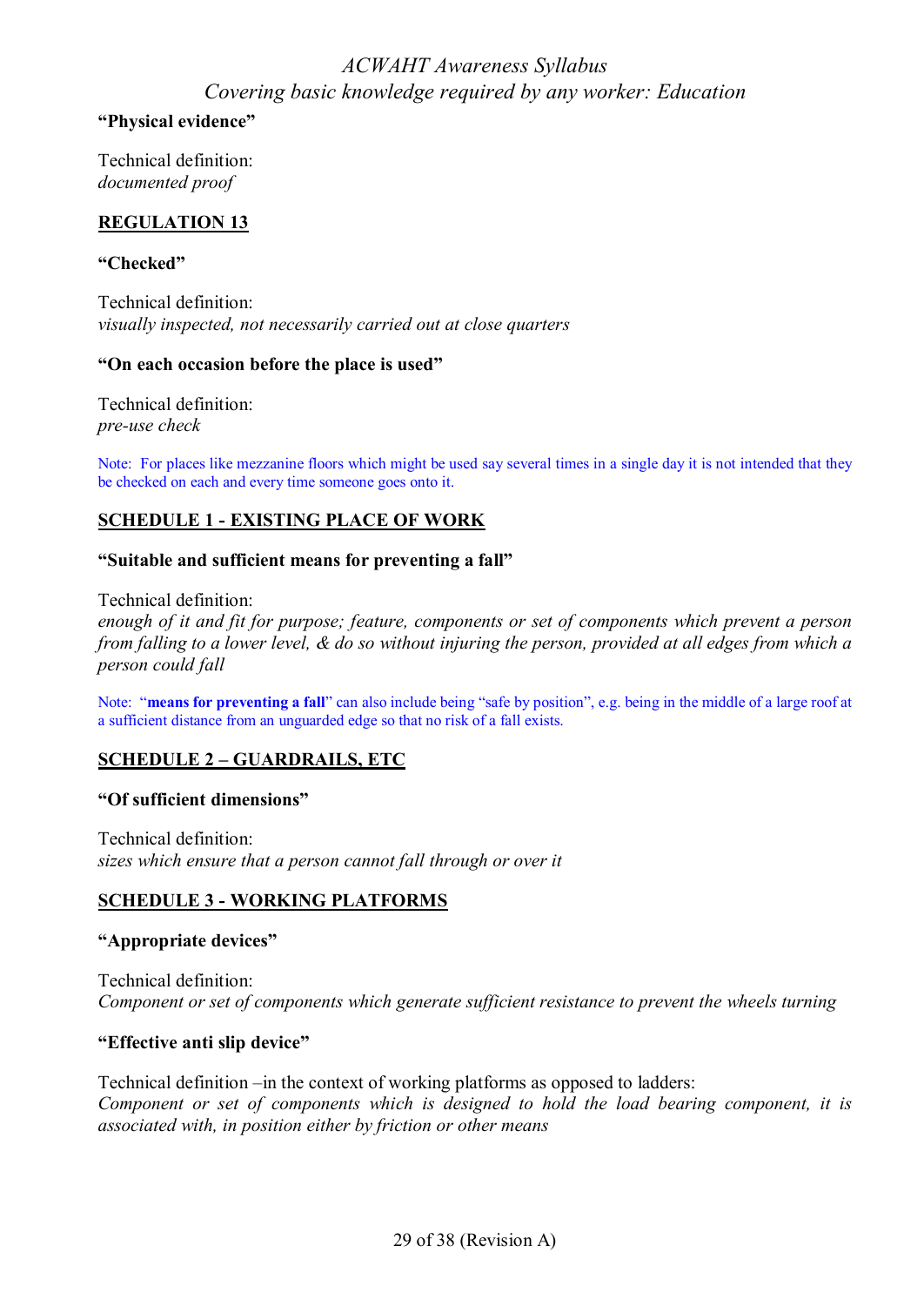**"Physical evidence"**

Technical definition:
*documented proof*

## REGULATION 13

**"Checked"**

Technical definition:
*visually inspected, not necessarily carried out at close quarters*

**"On each occasion before the place is used"**

Technical definition:
*pre-use check*

Note: For places like mezzanine floors which might be used say several times in a single day it is not intended that they be checked on each and every time someone goes onto it.

## SCHEDULE 1 - EXISTING PLACE OF WORK

**"Suitable and sufficient means for preventing a fall"**

Technical definition:
*enough of it and fit for purpose; feature, components or set of components which prevent a person from falling to a lower level, & do so without injuring the person, provided at all edges from which a person could fall*

Note: "**means for preventing a fall**" can also include being "safe by position", e.g. being in the middle of a large roof at a sufficient distance from an unguarded edge so that no risk of a fall exists.

## SCHEDULE 2 – GUARDRAILS, ETC

**"Of sufficient dimensions"**

Technical definition:
*sizes which ensure that a person cannot fall through or over it*

## SCHEDULE 3 - WORKING PLATFORMS

**"Appropriate devices"**

Technical definition:
*Component or set of components which generate sufficient resistance to prevent the wheels turning*

**"Effective anti slip device"**

Technical definition –in the context of working platforms as opposed to ladders:
*Component or set of components which is designed to hold the load bearing component, it is associated with, in position either by friction or other means*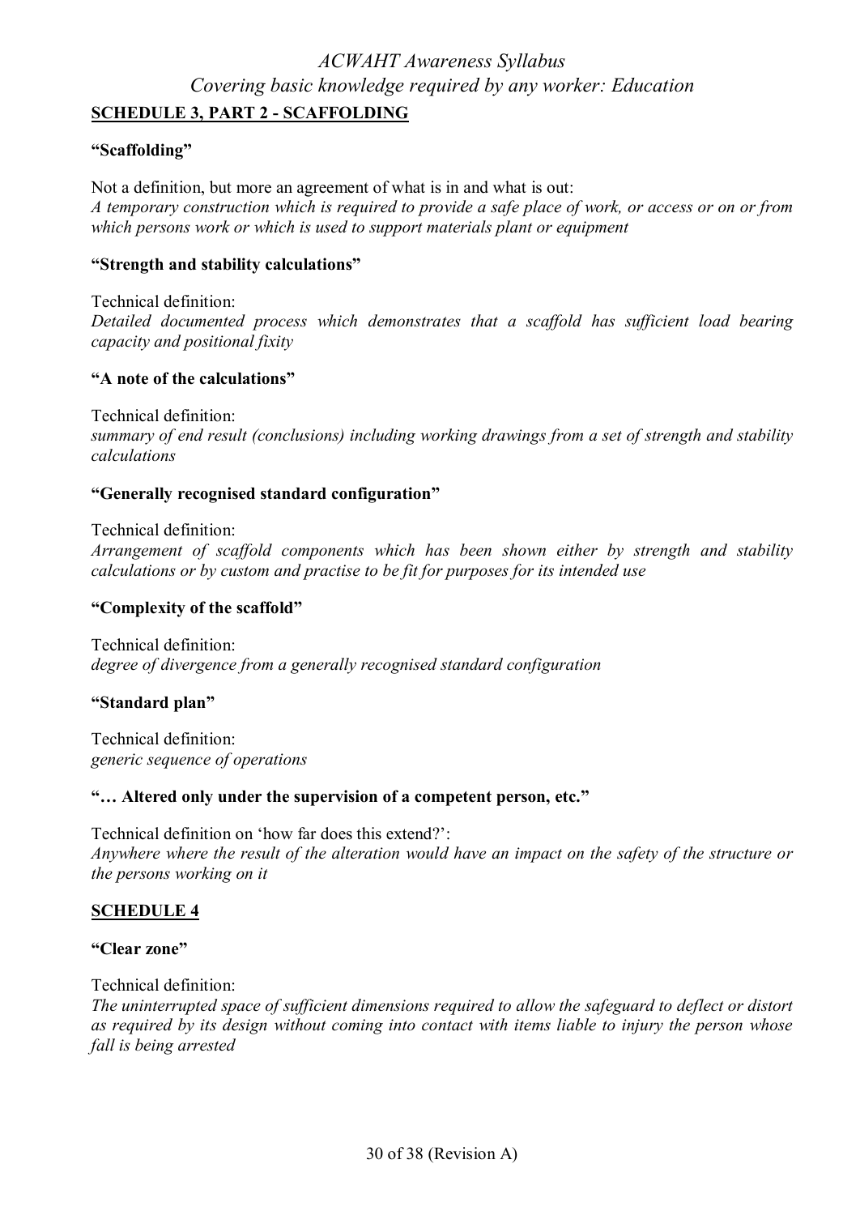## SCHEDULE 3, PART 2 - SCAFFOLDING

**"Scaffolding"**

Not a definition, but more an agreement of what is in and what is out:
*A temporary construction which is required to provide a safe place of work, or access or on or from which persons work or which is used to support materials plant or equipment*

**"Strength and stability calculations"**

Technical definition:
*Detailed documented process which demonstrates that a scaffold has sufficient load bearing capacity and positional fixity*

**"A note of the calculations"**

Technical definition:
*summary of end result (conclusions) including working drawings from a set of strength and stability calculations*

**"Generally recognised standard configuration"**

Technical definition:
*Arrangement of scaffold components which has been shown either by strength and stability calculations or by custom and practise to be fit for purposes for its intended use*

**"Complexity of the scaffold"**

Technical definition:
*degree of divergence from a generally recognised standard configuration*

**"Standard plan"**

Technical definition:
*generic sequence of operations*

**"… Altered only under the supervision of a competent person, etc."**

Technical definition on 'how far does this extend?':
*Anywhere where the result of the alteration would have an impact on the safety of the structure or the persons working on it*

## SCHEDULE 4

**"Clear zone"**

Technical definition:
*The uninterrupted space of sufficient dimensions required to allow the safeguard to deflect or distort as required by its design without coming into contact with items liable to injury the person whose fall is being arrested*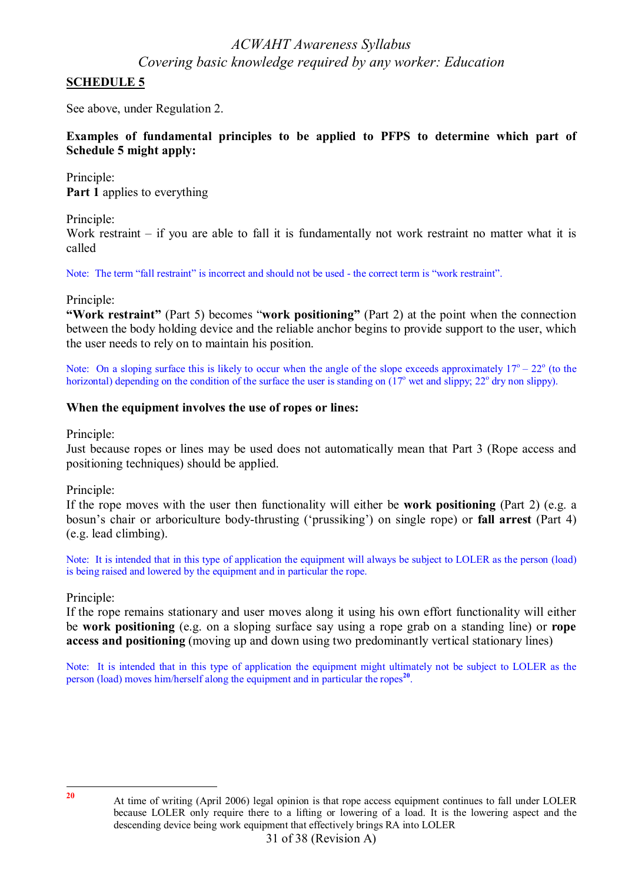## SCHEDULE 5

See above, under Regulation 2.

**Examples of fundamental principles to be applied to PFPS to determine which part of Schedule 5 might apply:**

Principle:
**Part 1** applies to everything

Principle:
Work restraint – if you are able to fall it is fundamentally not work restraint no matter what it is called

Note: The term "fall restraint" is incorrect and should not be used - the correct term is "work restraint".

Principle:
**"Work restraint"** (Part 5) becomes "**work positioning"** (Part 2) at the point when the connection between the body holding device and the reliable anchor begins to provide support to the user, which the user needs to rely on to maintain his position.

Note: On a sloping surface this is likely to occur when the angle of the slope exceeds approximately $17^o$ – $22^o$ (to the horizontal) depending on the condition of the surface the user is standing on ($17^o$ wet and slippy; $22^o$ dry non slippy).

**When the equipment involves the use of ropes or lines:**

Principle:
Just because ropes or lines may be used does not automatically mean that Part 3 (Rope access and positioning techniques) should be applied.

Principle:
If the rope moves with the user then functionality will either be **work positioning** (Part 2) (e.g. a bosun's chair or arboriculture body-thrusting ('prussiking') on single rope) or **fall arrest** (Part 4) (e.g. lead climbing).

Note: It is intended that in this type of application the equipment will always be subject to LOLER as the person (load) is being raised and lowered by the equipment and in particular the rope.

Principle:
If the rope remains stationary and user moves along it using his own effort functionality will either be **work positioning** (e.g. on a sloping surface say using a rope grab on a standing line) or **rope access and positioning** (moving up and down using two predominantly vertical stationary lines)

Note: It is intended that in this type of application the equipment might ultimately not be subject to LOLER as the person (load) moves him/herself along the equipment and in particular the ropes[20].

---

[20] At time of writing (April 2006) legal opinion is that rope access equipment continues to fall under LOLER because LOLER only require there to a lifting or lowering of a load. It is the lowering aspect and the descending device being work equipment that effectively brings RA into LOLER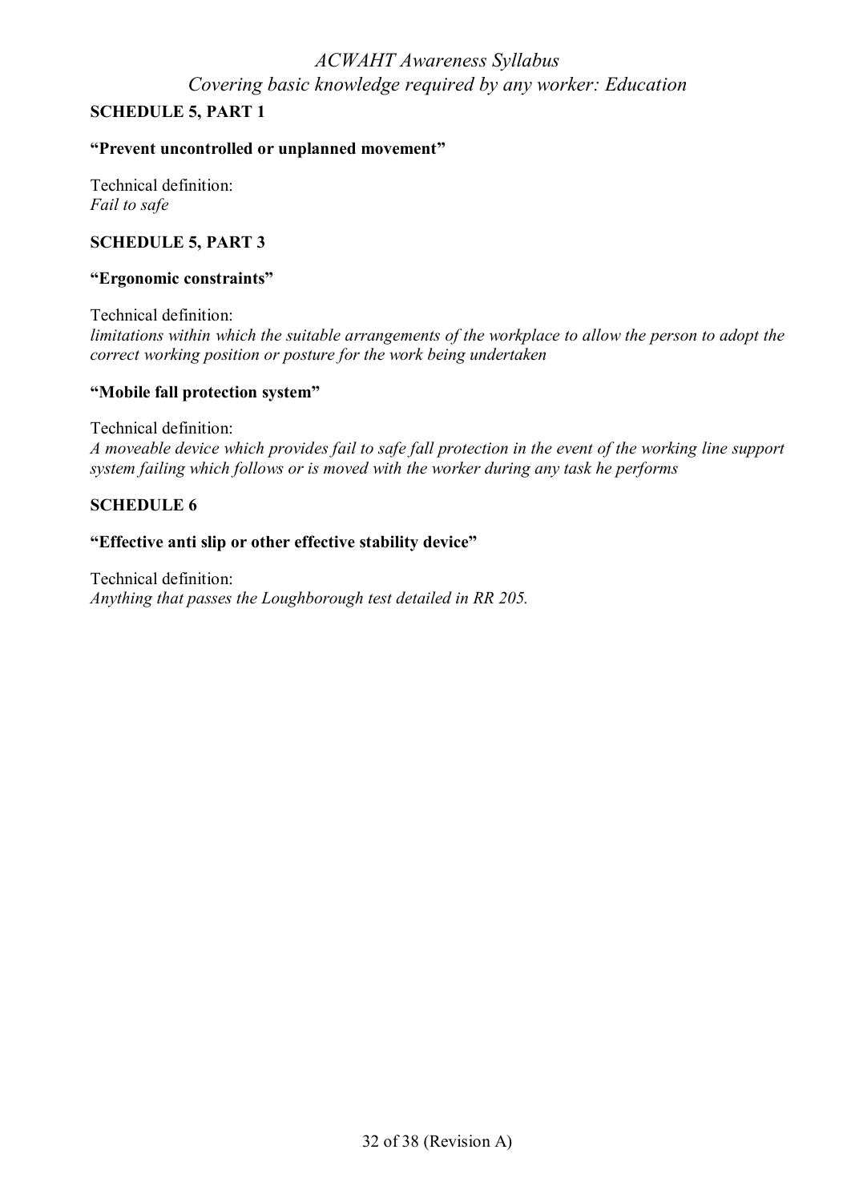## SCHEDULE 5, PART 1

**"Prevent uncontrolled or unplanned movement"**

Technical definition:
*Fail to safe*

## SCHEDULE 5, PART 3

**"Ergonomic constraints"**

Technical definition:
*limitations within which the suitable arrangements of the workplace to allow the person to adopt the correct working position or posture for the work being undertaken*

**"Mobile fall protection system"**

Technical definition:
*A moveable device which provides fail to safe fall protection in the event of the working line support system failing which follows or is moved with the worker during any task he performs*

## SCHEDULE 6

**"Effective anti slip or other effective stability device"**

Technical definition:
*Anything that passes the Loughborough test detailed in RR 205.*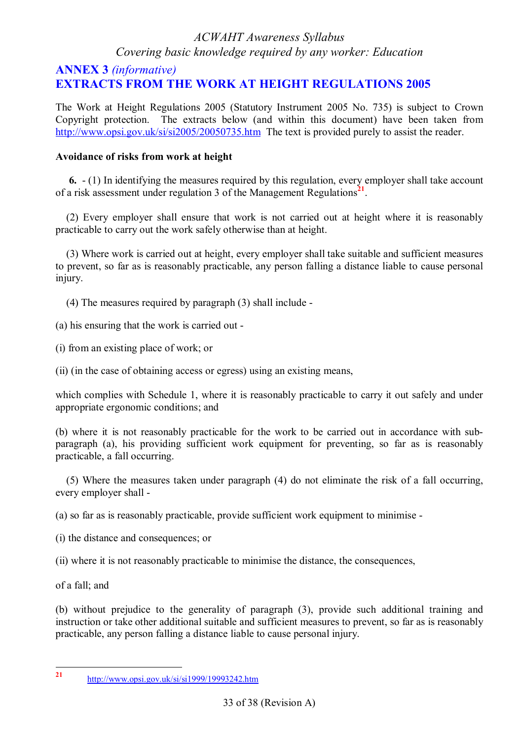## ANNEX 3 *(informative)*
## EXTRACTS FROM THE WORK AT HEIGHT REGULATIONS 2005

The Work at Height Regulations 2005 (Statutory Instrument 2005 No. 735) is subject to Crown Copyright protection. The extracts below (and within this document) have been taken from http://www.opsi.gov.uk/si/si2005/20050735.htm The text is provided purely to assist the reader.

**Avoidance of risks from work at height**

**6.** - (1) In identifying the measures required by this regulation, every employer shall take account of a risk assessment under regulation 3 of the Management Regulations[21].

(2) Every employer shall ensure that work is not carried out at height where it is reasonably practicable to carry out the work safely otherwise than at height.

(3) Where work is carried out at height, every employer shall take suitable and sufficient measures to prevent, so far as is reasonably practicable, any person falling a distance liable to cause personal injury.

(4) The measures required by paragraph (3) shall include -

(a) his ensuring that the work is carried out -

(i) from an existing place of work; or

(ii) (in the case of obtaining access or egress) using an existing means,

which complies with Schedule 1, where it is reasonably practicable to carry it out safely and under appropriate ergonomic conditions; and

(b) where it is not reasonably practicable for the work to be carried out in accordance with sub-paragraph (a), his providing sufficient work equipment for preventing, so far as is reasonably practicable, a fall occurring.

(5) Where the measures taken under paragraph (4) do not eliminate the risk of a fall occurring, every employer shall -

(a) so far as is reasonably practicable, provide sufficient work equipment to minimise -

(i) the distance and consequences; or

(ii) where it is not reasonably practicable to minimise the distance, the consequences,

of a fall; and

(b) without prejudice to the generality of paragraph (3), provide such additional training and instruction or take other additional suitable and sufficient measures to prevent, so far as is reasonably practicable, any person falling a distance liable to cause personal injury.

---

[21] http://www.opsi.gov.uk/si/si1999/19993242.htm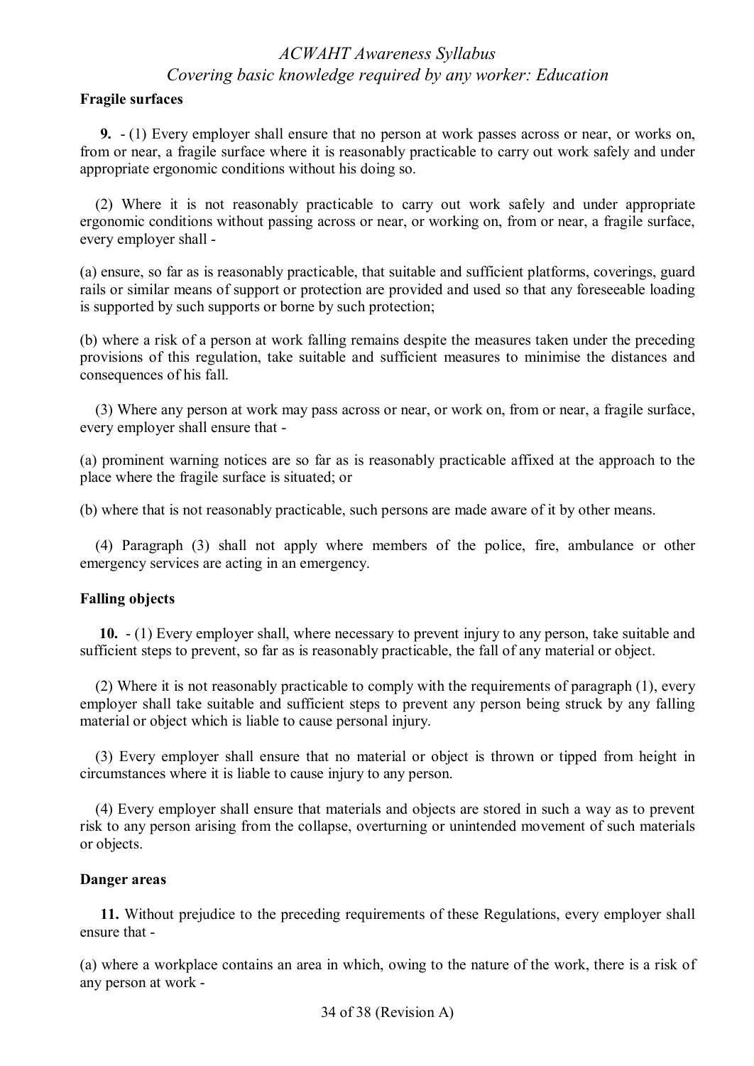**Fragile surfaces**

**9.** - (1) Every employer shall ensure that no person at work passes across or near, or works on, from or near, a fragile surface where it is reasonably practicable to carry out work safely and under appropriate ergonomic conditions without his doing so.

(2) Where it is not reasonably practicable to carry out work safely and under appropriate ergonomic conditions without passing across or near, or working on, from or near, a fragile surface, every employer shall -

(a) ensure, so far as is reasonably practicable, that suitable and sufficient platforms, coverings, guard rails or similar means of support or protection are provided and used so that any foreseeable loading is supported by such supports or borne by such protection;

(b) where a risk of a person at work falling remains despite the measures taken under the preceding provisions of this regulation, take suitable and sufficient measures to minimise the distances and consequences of his fall.

(3) Where any person at work may pass across or near, or work on, from or near, a fragile surface, every employer shall ensure that -

(a) prominent warning notices are so far as is reasonably practicable affixed at the approach to the place where the fragile surface is situated; or

(b) where that is not reasonably practicable, such persons are made aware of it by other means.

(4) Paragraph (3) shall not apply where members of the police, fire, ambulance or other emergency services are acting in an emergency.

**Falling objects**

**10.** - (1) Every employer shall, where necessary to prevent injury to any person, take suitable and sufficient steps to prevent, so far as is reasonably practicable, the fall of any material or object.

(2) Where it is not reasonably practicable to comply with the requirements of paragraph (1), every employer shall take suitable and sufficient steps to prevent any person being struck by any falling material or object which is liable to cause personal injury.

(3) Every employer shall ensure that no material or object is thrown or tipped from height in circumstances where it is liable to cause injury to any person.

(4) Every employer shall ensure that materials and objects are stored in such a way as to prevent risk to any person arising from the collapse, overturning or unintended movement of such materials or objects.

**Danger areas**

**11.** Without prejudice to the preceding requirements of these Regulations, every employer shall ensure that -

(a) where a workplace contains an area in which, owing to the nature of the work, there is a risk of any person at work -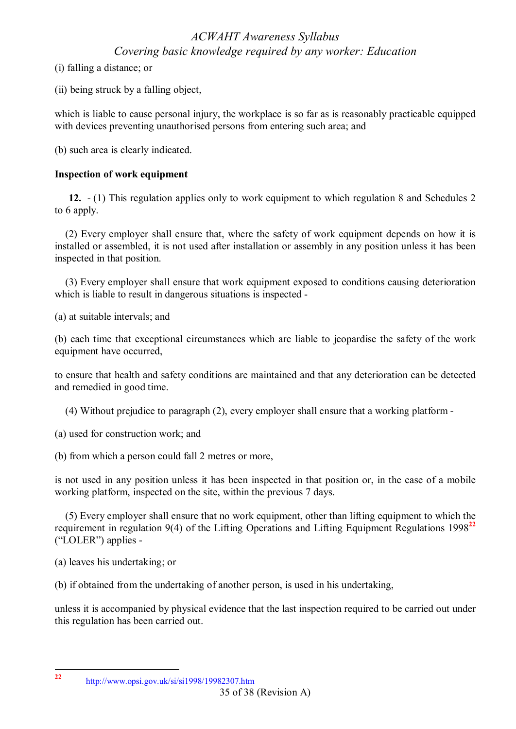(i) falling a distance; or

(ii) being struck by a falling object,

which is liable to cause personal injury, the workplace is so far as is reasonably practicable equipped with devices preventing unauthorised persons from entering such area; and

(b) such area is clearly indicated.

**Inspection of work equipment**

**12.** - (1) This regulation applies only to work equipment to which regulation 8 and Schedules 2 to 6 apply.

(2) Every employer shall ensure that, where the safety of work equipment depends on how it is installed or assembled, it is not used after installation or assembly in any position unless it has been inspected in that position.

(3) Every employer shall ensure that work equipment exposed to conditions causing deterioration which is liable to result in dangerous situations is inspected -

(a) at suitable intervals; and

(b) each time that exceptional circumstances which are liable to jeopardise the safety of the work equipment have occurred,

to ensure that health and safety conditions are maintained and that any deterioration can be detected and remedied in good time.

(4) Without prejudice to paragraph (2), every employer shall ensure that a working platform -

(a) used for construction work; and

(b) from which a person could fall 2 metres or more,

is not used in any position unless it has been inspected in that position or, in the case of a mobile working platform, inspected on the site, within the previous 7 days.

(5) Every employer shall ensure that no work equipment, other than lifting equipment to which the requirement in regulation 9(4) of the Lifting Operations and Lifting Equipment Regulations 1998[22] ("LOLER") applies -

(a) leaves his undertaking; or

(b) if obtained from the undertaking of another person, is used in his undertaking,

unless it is accompanied by physical evidence that the last inspection required to be carried out under this regulation has been carried out.

[22] http://www.opsi.gov.uk/si/si1998/19982307.htm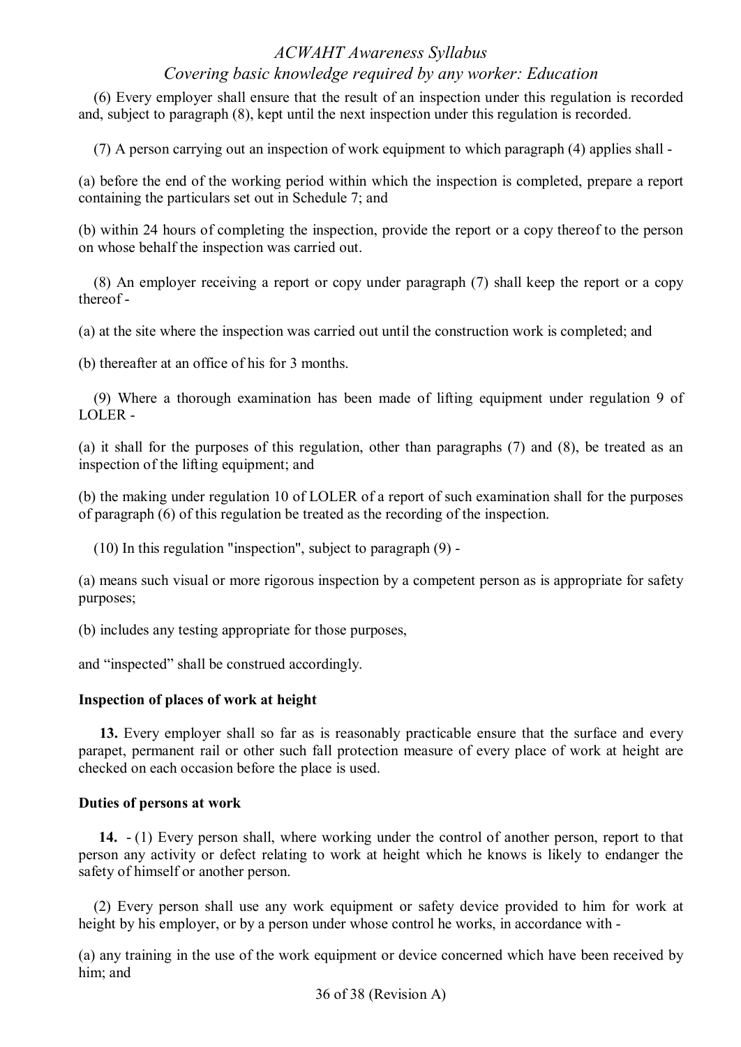(6) Every employer shall ensure that the result of an inspection under this regulation is recorded and, subject to paragraph (8), kept until the next inspection under this regulation is recorded.

(7) A person carrying out an inspection of work equipment to which paragraph (4) applies shall -

(a) before the end of the working period within which the inspection is completed, prepare a report containing the particulars set out in Schedule 7; and

(b) within 24 hours of completing the inspection, provide the report or a copy thereof to the person on whose behalf the inspection was carried out.

(8) An employer receiving a report or copy under paragraph (7) shall keep the report or a copy thereof -

(a) at the site where the inspection was carried out until the construction work is completed; and

(b) thereafter at an office of his for 3 months.

(9) Where a thorough examination has been made of lifting equipment under regulation 9 of LOLER -

(a) it shall for the purposes of this regulation, other than paragraphs (7) and (8), be treated as an inspection of the lifting equipment; and

(b) the making under regulation 10 of LOLER of a report of such examination shall for the purposes of paragraph (6) of this regulation be treated as the recording of the inspection.

(10) In this regulation "inspection", subject to paragraph (9) -

(a) means such visual or more rigorous inspection by a competent person as is appropriate for safety purposes;

(b) includes any testing appropriate for those purposes,

and “inspected” shall be construed accordingly.

**Inspection of places of work at height**

**13.** Every employer shall so far as is reasonably practicable ensure that the surface and every parapet, permanent rail or other such fall protection measure of every place of work at height are checked on each occasion before the place is used.

**Duties of persons at work**

**14.** - (1) Every person shall, where working under the control of another person, report to that person any activity or defect relating to work at height which he knows is likely to endanger the safety of himself or another person.

(2) Every person shall use any work equipment or safety device provided to him for work at height by his employer, or by a person under whose control he works, in accordance with -

(a) any training in the use of the work equipment or device concerned which have been received by him; and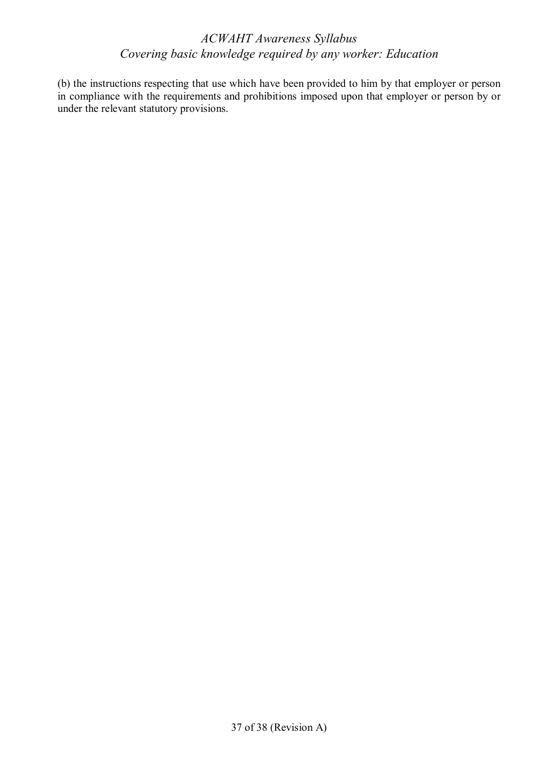(b) the instructions respecting that use which have been provided to him by that employer or person in compliance with the requirements and prohibitions imposed upon that employer or person by or under the relevant statutory provisions.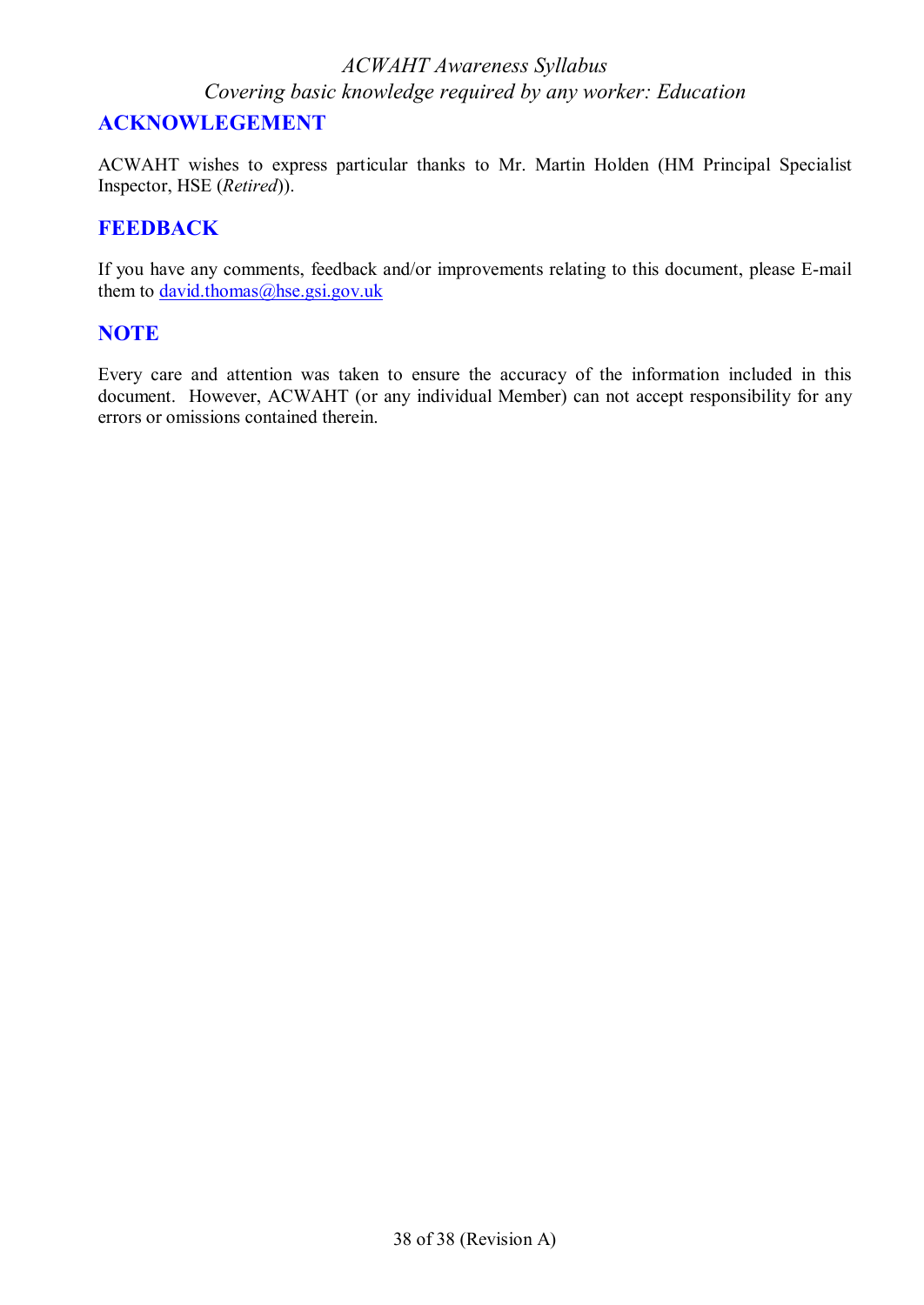## ACKNOWLEGEMENT

ACWAHT wishes to express particular thanks to Mr. Martin Holden (HM Principal Specialist Inspector, HSE (*Retired*)).

## FEEDBACK

If you have any comments, feedback and/or improvements relating to this document, please E-mail them to david.thomas@hse.gsi.gov.uk

## NOTE

Every care and attention was taken to ensure the accuracy of the information included in this document. However, ACWAHT (or any individual Member) can not accept responsibility for any errors or omissions contained therein.